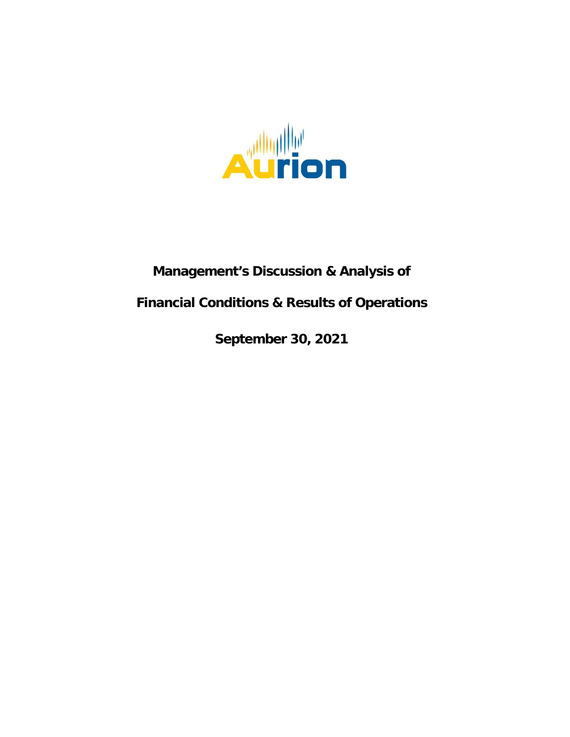Aurion

# Management's Discussion & Analysis of

# Financial Conditions & Results of Operations

## September 30, 2021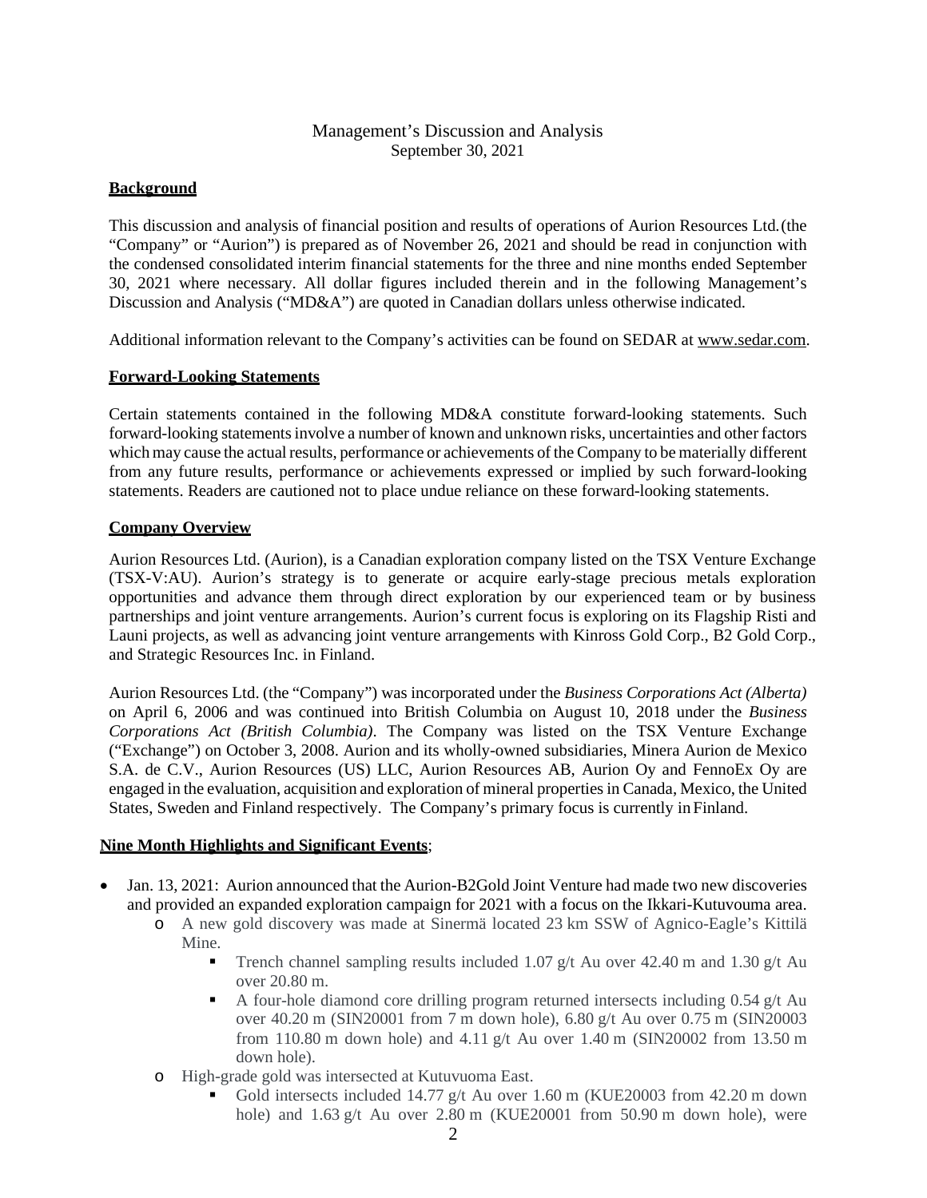Management's Discussion and Analysis
September 30, 2021

## Background

This discussion and analysis of financial position and results of operations of Aurion Resources Ltd. (the "Company" or "Aurion") is prepared as of November 26, 2021 and should be read in conjunction with the condensed consolidated interim financial statements for the three and nine months ended September 30, 2021 where necessary. All dollar figures included therein and in the following Management's Discussion and Analysis ("MD&A") are quoted in Canadian dollars unless otherwise indicated.

Additional information relevant to the Company's activities can be found on SEDAR at www.sedar.com.

## Forward-Looking Statements

Certain statements contained in the following MD&A constitute forward-looking statements. Such forward-looking statements involve a number of known and unknown risks, uncertainties and other factors which may cause the actual results, performance or achievements of the Company to be materially different from any future results, performance or achievements expressed or implied by such forward-looking statements. Readers are cautioned not to place undue reliance on these forward-looking statements.

## Company Overview

Aurion Resources Ltd. (Aurion), is a Canadian exploration company listed on the TSX Venture Exchange (TSX-V:AU). Aurion's strategy is to generate or acquire early-stage precious metals exploration opportunities and advance them through direct exploration by our experienced team or by business partnerships and joint venture arrangements. Aurion's current focus is exploring on its Flagship Risti and Launi projects, as well as advancing joint venture arrangements with Kinross Gold Corp., B2 Gold Corp., and Strategic Resources Inc. in Finland.

Aurion Resources Ltd. (the "Company") was incorporated under the *Business Corporations Act (Alberta)* on April 6, 2006 and was continued into British Columbia on August 10, 2018 under the *Business Corporations Act (British Columbia)*. The Company was listed on the TSX Venture Exchange ("Exchange") on October 3, 2008. Aurion and its wholly-owned subsidiaries, Minera Aurion de Mexico S.A. de C.V., Aurion Resources (US) LLC, Aurion Resources AB, Aurion Oy and FennoEx Oy are engaged in the evaluation, acquisition and exploration of mineral properties in Canada, Mexico, the United States, Sweden and Finland respectively. The Company's primary focus is currently in Finland.

## Nine Month Highlights and Significant Events;

- Jan. 13, 2021: Aurion announced that the Aurion-B2Gold Joint Venture had made two new discoveries and provided an expanded exploration campaign for 2021 with a focus on the Ikkari-Kutuvouma area.
  - A new gold discovery was made at Sinermä located 23 km SSW of Agnico-Eagle's Kittilä Mine.
    - Trench channel sampling results included 1.07 g/t Au over 42.40 m and 1.30 g/t Au over 20.80 m.
    - A four-hole diamond core drilling program returned intersects including 0.54 g/t Au over 40.20 m (SIN20001 from 7 m down hole), 6.80 g/t Au over 0.75 m (SIN20003 from 110.80 m down hole) and 4.11 g/t Au over 1.40 m (SIN20002 from 13.50 m down hole).
  - High-grade gold was intersected at Kutuvuoma East.
    - Gold intersects included 14.77 g/t Au over 1.60 m (KUE20003 from 42.20 m down hole) and 1.63 g/t Au over 2.80 m (KUE20001 from 50.90 m down hole), were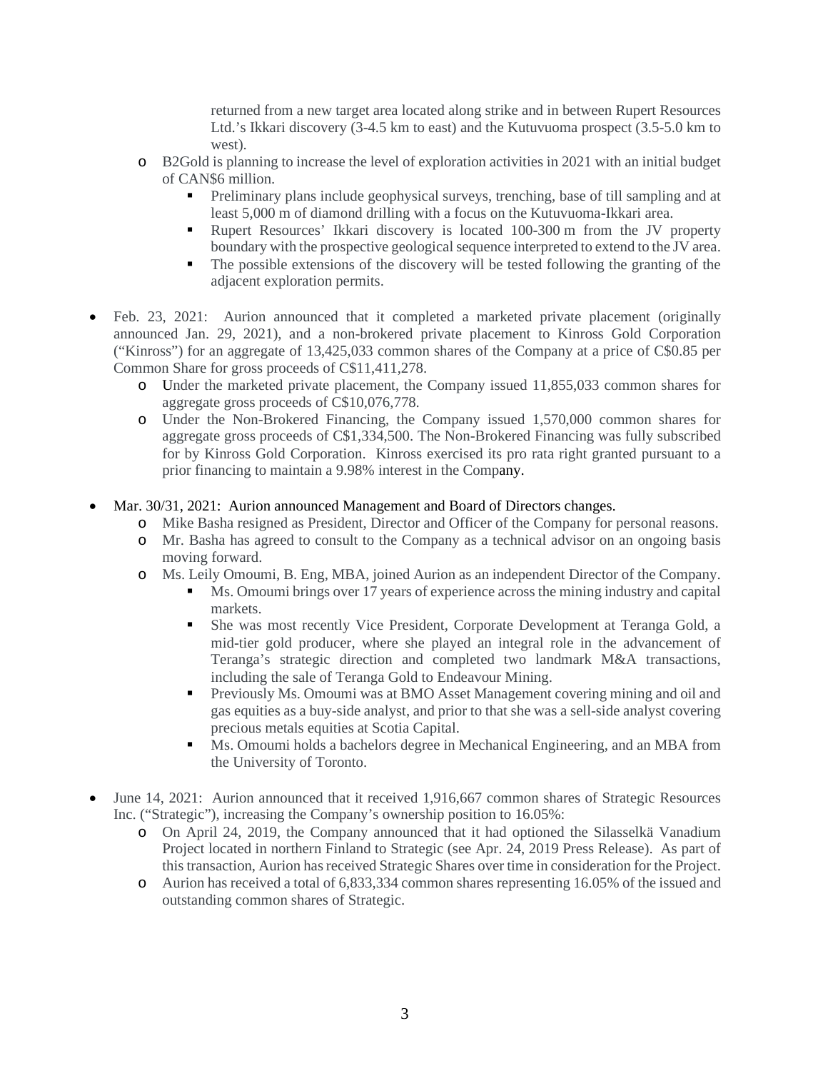returned from a new target area located along strike and in between Rupert Resources Ltd.'s Ikkari discovery (3-4.5 km to east) and the Kutuvuoma prospect (3.5-5.0 km to west).

- B2Gold is planning to increase the level of exploration activities in 2021 with an initial budget of CAN$6 million.
  - Preliminary plans include geophysical surveys, trenching, base of till sampling and at least 5,000 m of diamond drilling with a focus on the Kutuvuoma-Ikkari area.
  - Rupert Resources' Ikkari discovery is located 100-300 m from the JV property boundary with the prospective geological sequence interpreted to extend to the JV area.
  - The possible extensions of the discovery will be tested following the granting of the adjacent exploration permits.

- Feb. 23, 2021: Aurion announced that it completed a marketed private placement (originally announced Jan. 29, 2021), and a non-brokered private placement to Kinross Gold Corporation ("Kinross") for an aggregate of 13,425,033 common shares of the Company at a price of C$0.85 per Common Share for gross proceeds of C$11,411,278.
  - Under the marketed private placement, the Company issued 11,855,033 common shares for aggregate gross proceeds of C$10,076,778.
  - Under the Non-Brokered Financing, the Company issued 1,570,000 common shares for aggregate gross proceeds of C$1,334,500. The Non-Brokered Financing was fully subscribed for by Kinross Gold Corporation. Kinross exercised its pro rata right granted pursuant to a prior financing to maintain a 9.98% interest in the Company.

- Mar. 30/31, 2021: Aurion announced Management and Board of Directors changes.
  - Mike Basha resigned as President, Director and Officer of the Company for personal reasons.
  - Mr. Basha has agreed to consult to the Company as a technical advisor on an ongoing basis moving forward.
  - Ms. Leily Omoumi, B. Eng, MBA, joined Aurion as an independent Director of the Company.
    - Ms. Omoumi brings over 17 years of experience across the mining industry and capital markets.
    - She was most recently Vice President, Corporate Development at Teranga Gold, a mid-tier gold producer, where she played an integral role in the advancement of Teranga's strategic direction and completed two landmark M&A transactions, including the sale of Teranga Gold to Endeavour Mining.
    - Previously Ms. Omoumi was at BMO Asset Management covering mining and oil and gas equities as a buy-side analyst, and prior to that she was a sell-side analyst covering precious metals equities at Scotia Capital.
    - Ms. Omoumi holds a bachelors degree in Mechanical Engineering, and an MBA from the University of Toronto.

- June 14, 2021: Aurion announced that it received 1,916,667 common shares of Strategic Resources Inc. ("Strategic"), increasing the Company's ownership position to 16.05%:
  - On April 24, 2019, the Company announced that it had optioned the Silasselkä Vanadium Project located in northern Finland to Strategic (see Apr. 24, 2019 Press Release). As part of this transaction, Aurion has received Strategic Shares over time in consideration for the Project.
  - Aurion has received a total of 6,833,334 common shares representing 16.05% of the issued and outstanding common shares of Strategic.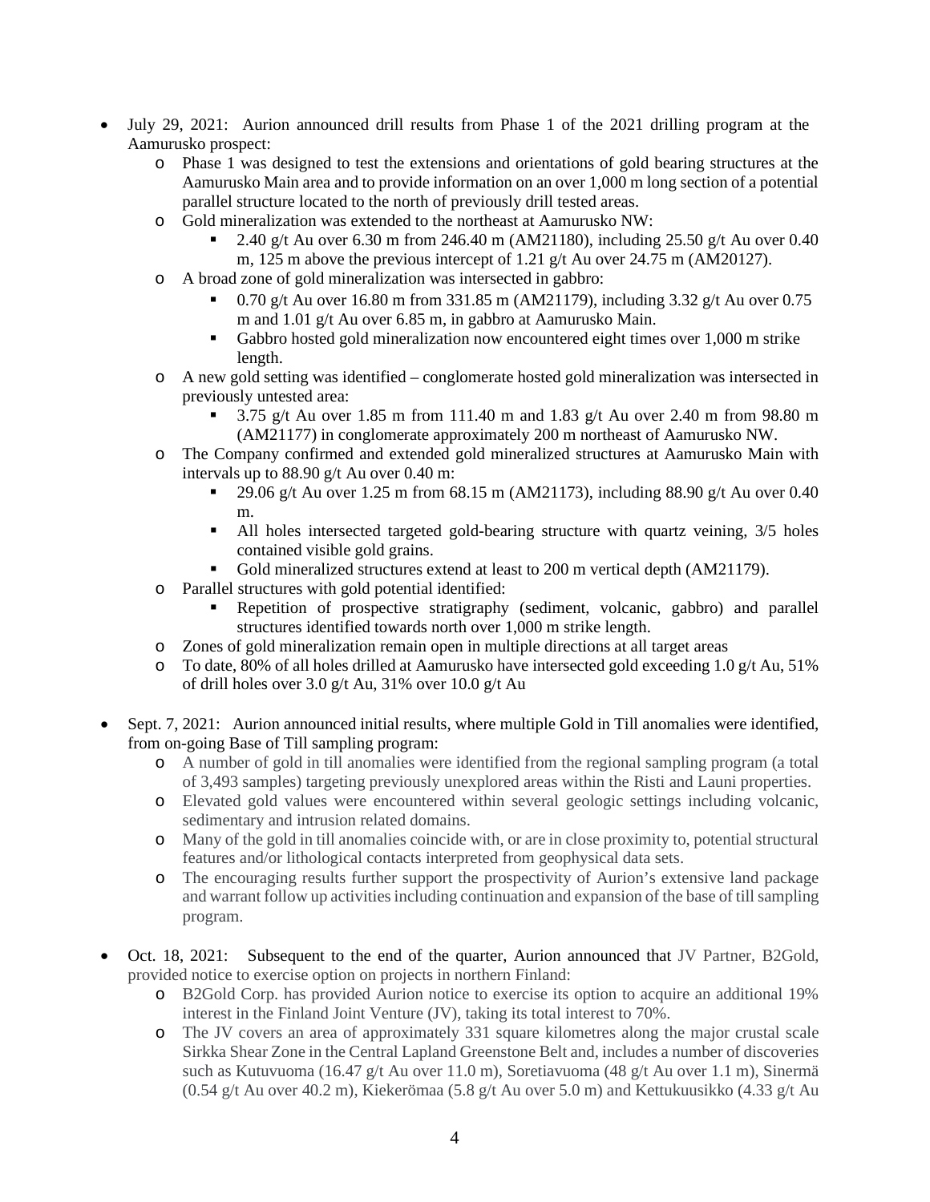- July 29, 2021: Aurion announced drill results from Phase 1 of the 2021 drilling program at the Aamurusko prospect:
  - Phase 1 was designed to test the extensions and orientations of gold bearing structures at the Aamurusko Main area and to provide information on an over 1,000 m long section of a potential parallel structure located to the north of previously drill tested areas.
  - Gold mineralization was extended to the northeast at Aamurusko NW:
    - 2.40 g/t Au over 6.30 m from 246.40 m (AM21180), including 25.50 g/t Au over 0.40 m, 125 m above the previous intercept of 1.21 g/t Au over 24.75 m (AM20127).
  - A broad zone of gold mineralization was intersected in gabbro:
    - 0.70 g/t Au over 16.80 m from 331.85 m (AM21179), including 3.32 g/t Au over 0.75 m and 1.01 g/t Au over 6.85 m, in gabbro at Aamurusko Main.
    - Gabbro hosted gold mineralization now encountered eight times over 1,000 m strike length.
  - A new gold setting was identified – conglomerate hosted gold mineralization was intersected in previously untested area:
    - 3.75 g/t Au over 1.85 m from 111.40 m and 1.83 g/t Au over 2.40 m from 98.80 m (AM21177) in conglomerate approximately 200 m northeast of Aamurusko NW.
  - The Company confirmed and extended gold mineralized structures at Aamurusko Main with intervals up to 88.90 g/t Au over 0.40 m:
    - 29.06 g/t Au over 1.25 m from 68.15 m (AM21173), including 88.90 g/t Au over 0.40 m.
    - All holes intersected targeted gold-bearing structure with quartz veining, 3/5 holes contained visible gold grains.
    - Gold mineralized structures extend at least to 200 m vertical depth (AM21179).
  - Parallel structures with gold potential identified:
    - Repetition of prospective stratigraphy (sediment, volcanic, gabbro) and parallel structures identified towards north over 1,000 m strike length.
  - Zones of gold mineralization remain open in multiple directions at all target areas
  - To date, 80% of all holes drilled at Aamurusko have intersected gold exceeding 1.0 g/t Au, 51% of drill holes over 3.0 g/t Au, 31% over 10.0 g/t Au

- Sept. 7, 2021: Aurion announced initial results, where multiple Gold in Till anomalies were identified, from on-going Base of Till sampling program:
  - A number of gold in till anomalies were identified from the regional sampling program (a total of 3,493 samples) targeting previously unexplored areas within the Risti and Launi properties.
  - Elevated gold values were encountered within several geologic settings including volcanic, sedimentary and intrusion related domains.
  - Many of the gold in till anomalies coincide with, or are in close proximity to, potential structural features and/or lithological contacts interpreted from geophysical data sets.
  - The encouraging results further support the prospectivity of Aurion's extensive land package and warrant follow up activities including continuation and expansion of the base of till sampling program.

- Oct. 18, 2021: Subsequent to the end of the quarter, Aurion announced that JV Partner, B2Gold, provided notice to exercise option on projects in northern Finland:
  - B2Gold Corp. has provided Aurion notice to exercise its option to acquire an additional 19% interest in the Finland Joint Venture (JV), taking its total interest to 70%.
  - The JV covers an area of approximately 331 square kilometres along the major crustal scale Sirkka Shear Zone in the Central Lapland Greenstone Belt and, includes a number of discoveries such as Kutuvuoma (16.47 g/t Au over 11.0 m), Soretiavuoma (48 g/t Au over 1.1 m), Sinermä (0.54 g/t Au over 40.2 m), Kiekerömaa (5.8 g/t Au over 5.0 m) and Kettukuusikko (4.33 g/t Au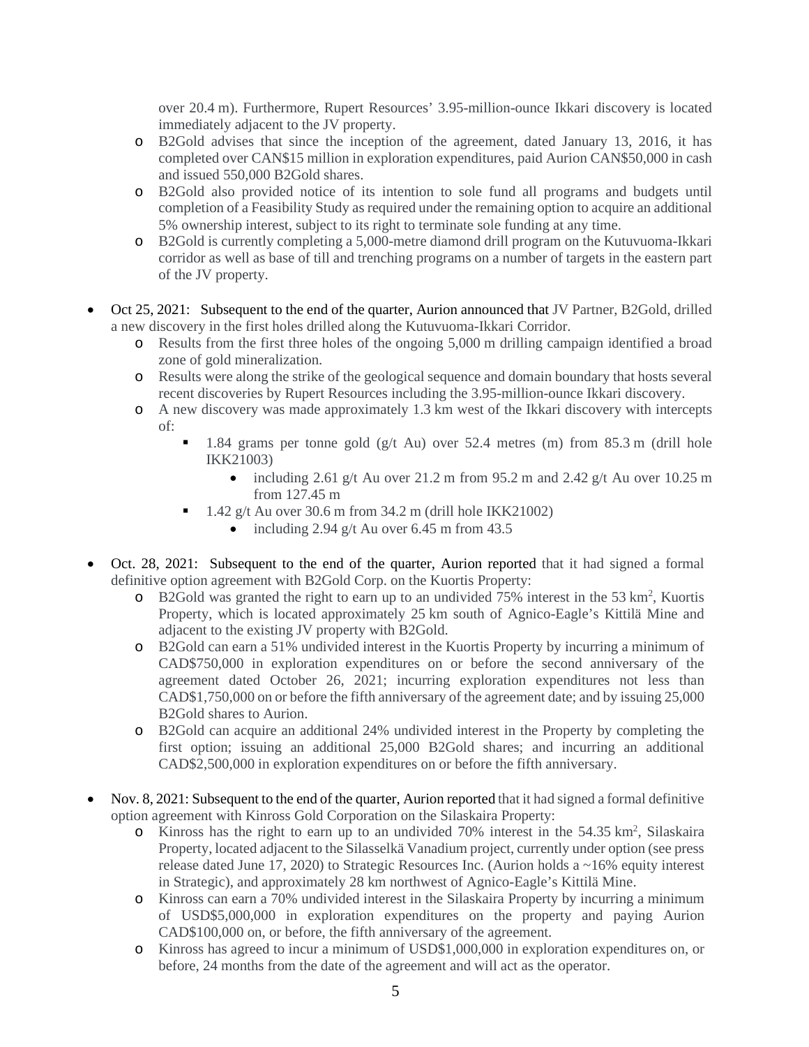over 20.4 m). Furthermore, Rupert Resources' 3.95-million-ounce Ikkari discovery is located immediately adjacent to the JV property.
  - B2Gold advises that since the inception of the agreement, dated January 13, 2016, it has completed over CAN$15 million in exploration expenditures, paid Aurion CAN$50,000 in cash and issued 550,000 B2Gold shares.
  - B2Gold also provided notice of its intention to sole fund all programs and budgets until completion of a Feasibility Study as required under the remaining option to acquire an additional 5% ownership interest, subject to its right to terminate sole funding at any time.
  - B2Gold is currently completing a 5,000-metre diamond drill program on the Kutuvuoma-Ikkari corridor as well as base of till and trenching programs on a number of targets in the eastern part of the JV property.

- Oct 25, 2021: Subsequent to the end of the quarter, Aurion announced that JV Partner, B2Gold, drilled a new discovery in the first holes drilled along the Kutuvuoma-Ikkari Corridor.
  - Results from the first three holes of the ongoing 5,000 m drilling campaign identified a broad zone of gold mineralization.
  - Results were along the strike of the geological sequence and domain boundary that hosts several recent discoveries by Rupert Resources including the 3.95-million-ounce Ikkari discovery.
  - A new discovery was made approximately 1.3 km west of the Ikkari discovery with intercepts of:
    - 1.84 grams per tonne gold (g/t Au) over 52.4 metres (m) from 85.3 m (drill hole IKK21003)
      - including 2.61 g/t Au over 21.2 m from 95.2 m and 2.42 g/t Au over 10.25 m from 127.45 m
    - 1.42 g/t Au over 30.6 m from 34.2 m (drill hole IKK21002)
      - including 2.94 g/t Au over 6.45 m from 43.5

- Oct. 28, 2021: Subsequent to the end of the quarter, Aurion reported that it had signed a formal definitive option agreement with B2Gold Corp. on the Kuortis Property:
  - B2Gold was granted the right to earn up to an undivided 75% interest in the 53 km$^2$, Kuortis Property, which is located approximately 25 km south of Agnico-Eagle's Kittilä Mine and adjacent to the existing JV property with B2Gold.
  - B2Gold can earn a 51% undivided interest in the Kuortis Property by incurring a minimum of CAD$750,000 in exploration expenditures on or before the second anniversary of the agreement dated October 26, 2021; incurring exploration expenditures not less than CAD$1,750,000 on or before the fifth anniversary of the agreement date; and by issuing 25,000 B2Gold shares to Aurion.
  - B2Gold can acquire an additional 24% undivided interest in the Property by completing the first option; issuing an additional 25,000 B2Gold shares; and incurring an additional CAD$2,500,000 in exploration expenditures on or before the fifth anniversary.

- Nov. 8, 2021: Subsequent to the end of the quarter, Aurion reported that it had signed a formal definitive option agreement with Kinross Gold Corporation on the Silaskaira Property:
  - Kinross has the right to earn up to an undivided 70% interest in the 54.35 km$^2$, Silaskaira Property, located adjacent to the Silasselkä Vanadium project, currently under option (see press release dated June 17, 2020) to Strategic Resources Inc. (Aurion holds a ~16% equity interest in Strategic), and approximately 28 km northwest of Agnico-Eagle's Kittilä Mine.
  - Kinross can earn a 70% undivided interest in the Silaskaira Property by incurring a minimum of USD$5,000,000 in exploration expenditures on the property and paying Aurion CAD$100,000 on, or before, the fifth anniversary of the agreement.
  - Kinross has agreed to incur a minimum of USD$1,000,000 in exploration expenditures on, or before, 24 months from the date of the agreement and will act as the operator.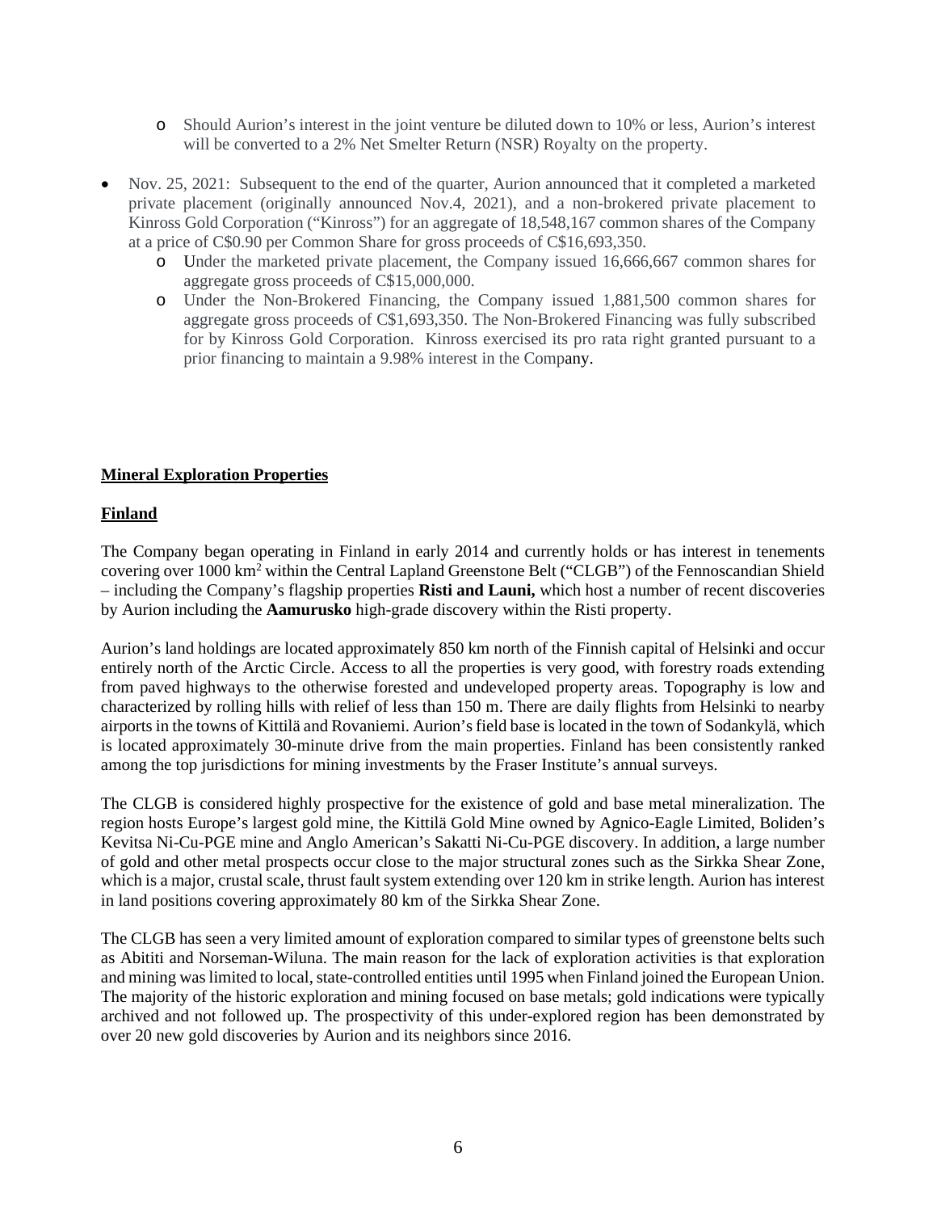- Should Aurion's interest in the joint venture be diluted down to 10% or less, Aurion's interest will be converted to a 2% Net Smelter Return (NSR) Royalty on the property.

- Nov. 25, 2021: Subsequent to the end of the quarter, Aurion announced that it completed a marketed private placement (originally announced Nov.4, 2021), and a non-brokered private placement to Kinross Gold Corporation ("Kinross") for an aggregate of 18,548,167 common shares of the Company at a price of C$0.90 per Common Share for gross proceeds of C$16,693,350.
  - Under the marketed private placement, the Company issued 16,666,667 common shares for aggregate gross proceeds of C$15,000,000.
  - Under the Non-Brokered Financing, the Company issued 1,881,500 common shares for aggregate gross proceeds of C$1,693,350. The Non-Brokered Financing was fully subscribed for by Kinross Gold Corporation. Kinross exercised its pro rata right granted pursuant to a prior financing to maintain a 9.98% interest in the Company.

## Mineral Exploration Properties

## Finland

The Company began operating in Finland in early 2014 and currently holds or has interest in tenements covering over 1000 $km^2$ within the Central Lapland Greenstone Belt ("CLGB") of the Fennoscandian Shield – including the Company's flagship properties **Risti and Launi,** which host a number of recent discoveries by Aurion including the **Aamurusko** high-grade discovery within the Risti property.

Aurion's land holdings are located approximately 850 km north of the Finnish capital of Helsinki and occur entirely north of the Arctic Circle. Access to all the properties is very good, with forestry roads extending from paved highways to the otherwise forested and undeveloped property areas. Topography is low and characterized by rolling hills with relief of less than 150 m. There are daily flights from Helsinki to nearby airports in the towns of Kittilä and Rovaniemi. Aurion's field base is located in the town of Sodankylä, which is located approximately 30-minute drive from the main properties. Finland has been consistently ranked among the top jurisdictions for mining investments by the Fraser Institute's annual surveys.

The CLGB is considered highly prospective for the existence of gold and base metal mineralization. The region hosts Europe's largest gold mine, the Kittilä Gold Mine owned by Agnico-Eagle Limited, Boliden's Kevitsa Ni-Cu-PGE mine and Anglo American's Sakatti Ni-Cu-PGE discovery. In addition, a large number of gold and other metal prospects occur close to the major structural zones such as the Sirkka Shear Zone, which is a major, crustal scale, thrust fault system extending over 120 km in strike length. Aurion has interest in land positions covering approximately 80 km of the Sirkka Shear Zone.

The CLGB has seen a very limited amount of exploration compared to similar types of greenstone belts such as Abititi and Norseman-Wiluna. The main reason for the lack of exploration activities is that exploration and mining was limited to local, state-controlled entities until 1995 when Finland joined the European Union. The majority of the historic exploration and mining focused on base metals; gold indications were typically archived and not followed up. The prospectivity of this under-explored region has been demonstrated by over 20 new gold discoveries by Aurion and its neighbors since 2016.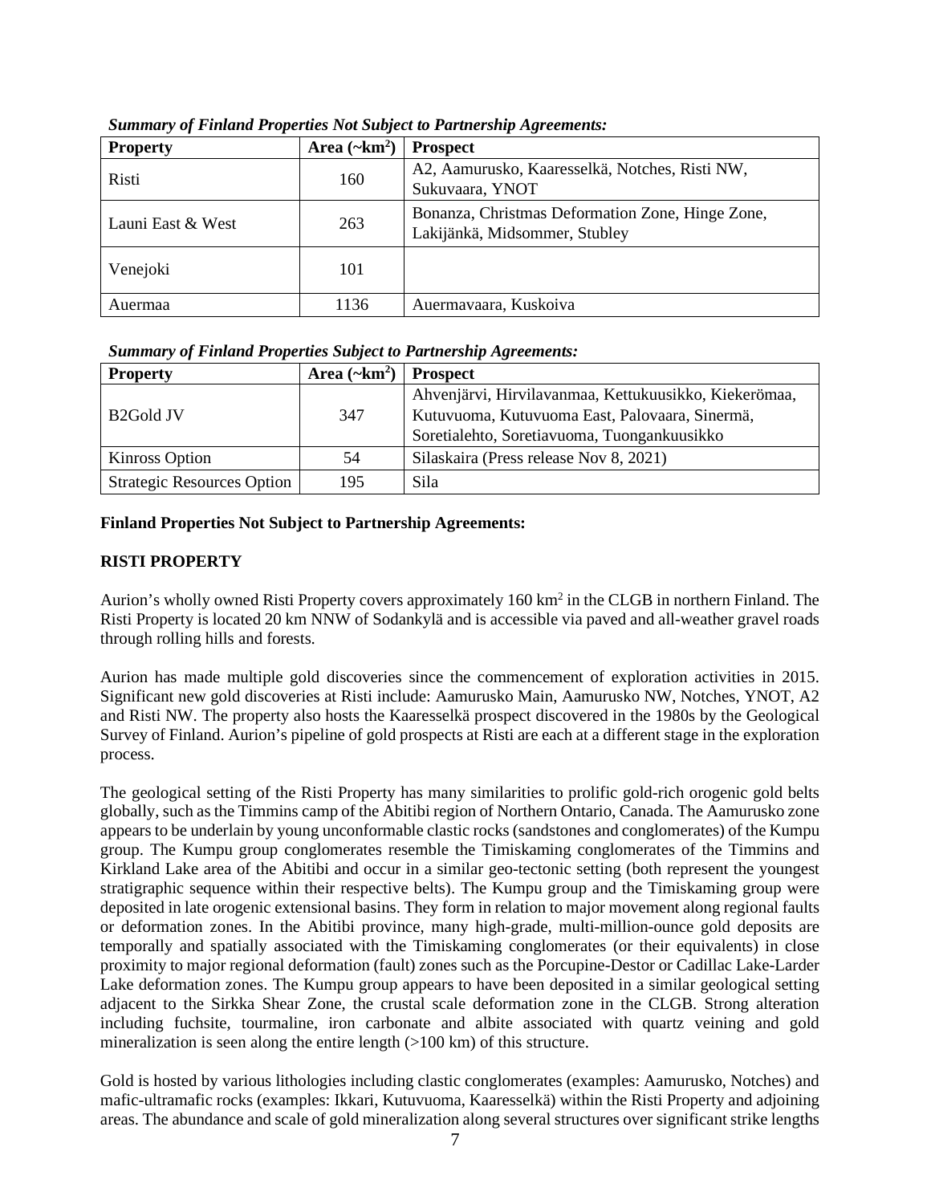***Summary of Finland Properties Not Subject to Partnership Agreements:***

| Property | Area (~km$^2$) | Prospect |
|---|---|---|
| Risti | 160 | A2, Aamurusko, Kaaresselkä, Notches, Risti NW, Sukuvaara, YNOT |
| Launi East & West | 263 | Bonanza, Christmas Deformation Zone, Hinge Zone, Lakijänkä, Midsommer, Stubley |
| Venejoki | 101 | |
| Auermaa | 1136 | Auermavaara, Kuskoiva |

***Summary of Finland Properties Subject to Partnership Agreements:***

| Property | Area (~km$^2$) | Prospect |
|---|---|---|
| B2Gold JV | 347 | Ahvenjärvi, Hirvilavanmaa, Kettukuusikko, Kiekerömaa, Kutuvuoma, Kutuvuoma East, Palovaara, Sinermä, Soretialehto, Soretiavuoma, Tuongankuusikko |
| Kinross Option | 54 | Silaskaira (Press release Nov 8, 2021) |
| Strategic Resources Option | 195 | Sila |

**Finland Properties Not Subject to Partnership Agreements:**

**RISTI PROPERTY**

Aurion's wholly owned Risti Property covers approximately 160 km$^2$ in the CLGB in northern Finland. The Risti Property is located 20 km NNW of Sodankylä and is accessible via paved and all-weather gravel roads through rolling hills and forests.

Aurion has made multiple gold discoveries since the commencement of exploration activities in 2015. Significant new gold discoveries at Risti include: Aamurusko Main, Aamurusko NW, Notches, YNOT, A2 and Risti NW. The property also hosts the Kaaresselkä prospect discovered in the 1980s by the Geological Survey of Finland. Aurion's pipeline of gold prospects at Risti are each at a different stage in the exploration process.

The geological setting of the Risti Property has many similarities to prolific gold-rich orogenic gold belts globally, such as the Timmins camp of the Abitibi region of Northern Ontario, Canada. The Aamurusko zone appears to be underlain by young unconformable clastic rocks (sandstones and conglomerates) of the Kumpu group. The Kumpu group conglomerates resemble the Timiskaming conglomerates of the Timmins and Kirkland Lake area of the Abitibi and occur in a similar geo-tectonic setting (both represent the youngest stratigraphic sequence within their respective belts). The Kumpu group and the Timiskaming group were deposited in late orogenic extensional basins. They form in relation to major movement along regional faults or deformation zones. In the Abitibi province, many high-grade, multi-million-ounce gold deposits are temporally and spatially associated with the Timiskaming conglomerates (or their equivalents) in close proximity to major regional deformation (fault) zones such as the Porcupine-Destor or Cadillac Lake-Larder Lake deformation zones. The Kumpu group appears to have been deposited in a similar geological setting adjacent to the Sirkka Shear Zone, the crustal scale deformation zone in the CLGB. Strong alteration including fuchsite, tourmaline, iron carbonate and albite associated with quartz veining and gold mineralization is seen along the entire length (>100 km) of this structure.

Gold is hosted by various lithologies including clastic conglomerates (examples: Aamurusko, Notches) and mafic-ultramafic rocks (examples: Ikkari, Kutuvuoma, Kaaresselkä) within the Risti Property and adjoining areas. The abundance and scale of gold mineralization along several structures over significant strike lengths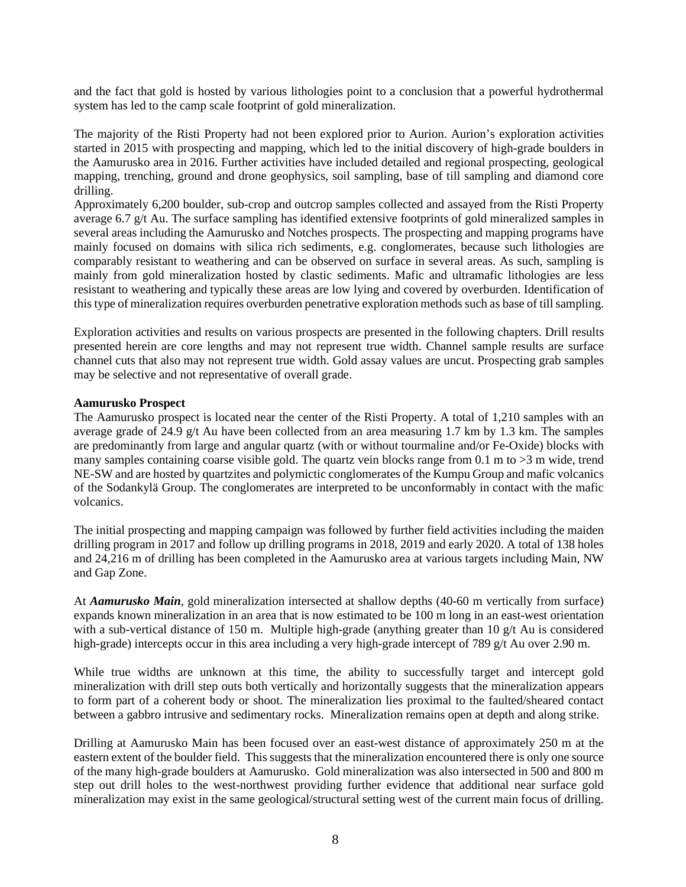and the fact that gold is hosted by various lithologies point to a conclusion that a powerful hydrothermal system has led to the camp scale footprint of gold mineralization.

The majority of the Risti Property had not been explored prior to Aurion. Aurion's exploration activities started in 2015 with prospecting and mapping, which led to the initial discovery of high-grade boulders in the Aamurusko area in 2016. Further activities have included detailed and regional prospecting, geological mapping, trenching, ground and drone geophysics, soil sampling, base of till sampling and diamond core drilling.
Approximately 6,200 boulder, sub-crop and outcrop samples collected and assayed from the Risti Property average 6.7 g/t Au. The surface sampling has identified extensive footprints of gold mineralized samples in several areas including the Aamurusko and Notches prospects. The prospecting and mapping programs have mainly focused on domains with silica rich sediments, e.g. conglomerates, because such lithologies are comparably resistant to weathering and can be observed on surface in several areas. As such, sampling is mainly from gold mineralization hosted by clastic sediments. Mafic and ultramafic lithologies are less resistant to weathering and typically these areas are low lying and covered by overburden. Identification of this type of mineralization requires overburden penetrative exploration methods such as base of till sampling.

Exploration activities and results on various prospects are presented in the following chapters. Drill results presented herein are core lengths and may not represent true width. Channel sample results are surface channel cuts that also may not represent true width. Gold assay values are uncut. Prospecting grab samples may be selective and not representative of overall grade.

**Aamurusko Prospect**

The Aamurusko prospect is located near the center of the Risti Property. A total of 1,210 samples with an average grade of 24.9 g/t Au have been collected from an area measuring 1.7 km by 1.3 km. The samples are predominantly from large and angular quartz (with or without tourmaline and/or Fe-Oxide) blocks with many samples containing coarse visible gold. The quartz vein blocks range from 0.1 m to >3 m wide, trend NE-SW and are hosted by quartzites and polymictic conglomerates of the Kumpu Group and mafic volcanics of the Sodankylä Group. The conglomerates are interpreted to be unconformably in contact with the mafic volcanics.

The initial prospecting and mapping campaign was followed by further field activities including the maiden drilling program in 2017 and follow up drilling programs in 2018, 2019 and early 2020. A total of 138 holes and 24,216 m of drilling has been completed in the Aamurusko area at various targets including Main, NW and Gap Zone.

At ***Aamurusko Main***, gold mineralization intersected at shallow depths (40-60 m vertically from surface) expands known mineralization in an area that is now estimated to be 100 m long in an east-west orientation with a sub-vertical distance of 150 m. Multiple high-grade (anything greater than 10 g/t Au is considered high-grade) intercepts occur in this area including a very high-grade intercept of 789 g/t Au over 2.90 m.

While true widths are unknown at this time, the ability to successfully target and intercept gold mineralization with drill step outs both vertically and horizontally suggests that the mineralization appears to form part of a coherent body or shoot. The mineralization lies proximal to the faulted/sheared contact between a gabbro intrusive and sedimentary rocks. Mineralization remains open at depth and along strike.

Drilling at Aamurusko Main has been focused over an east-west distance of approximately 250 m at the eastern extent of the boulder field. This suggests that the mineralization encountered there is only one source of the many high-grade boulders at Aamurusko. Gold mineralization was also intersected in 500 and 800 m step out drill holes to the west-northwest providing further evidence that additional near surface gold mineralization may exist in the same geological/structural setting west of the current main focus of drilling.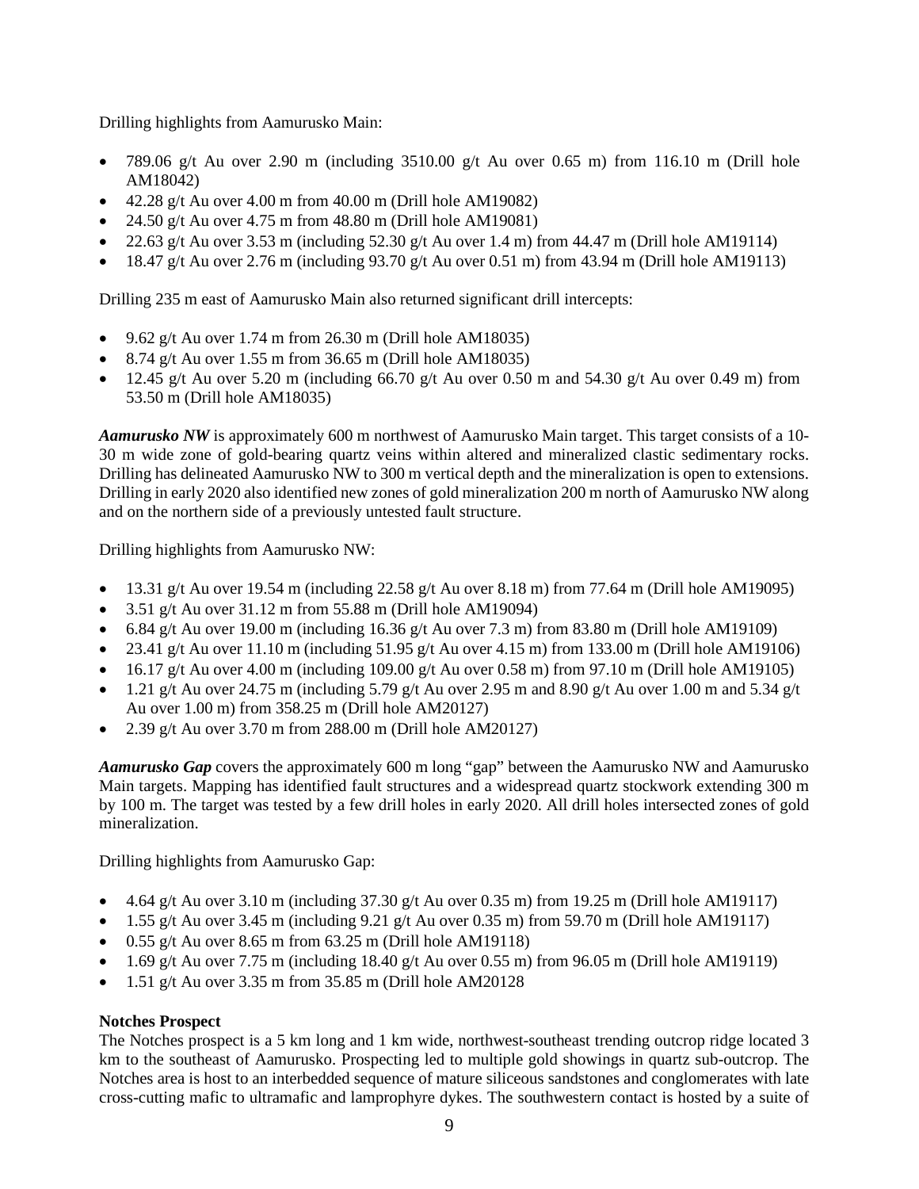Drilling highlights from Aamurusko Main:

- 789.06 g/t Au over 2.90 m (including 3510.00 g/t Au over 0.65 m) from 116.10 m (Drill hole AM18042)
- 42.28 g/t Au over 4.00 m from 40.00 m (Drill hole AM19082)
- 24.50 g/t Au over 4.75 m from 48.80 m (Drill hole AM19081)
- 22.63 g/t Au over 3.53 m (including 52.30 g/t Au over 1.4 m) from 44.47 m (Drill hole AM19114)
- 18.47 g/t Au over 2.76 m (including 93.70 g/t Au over 0.51 m) from 43.94 m (Drill hole AM19113)

Drilling 235 m east of Aamurusko Main also returned significant drill intercepts:

- 9.62 g/t Au over 1.74 m from 26.30 m (Drill hole AM18035)
- 8.74 g/t Au over 1.55 m from 36.65 m (Drill hole AM18035)
- 12.45 g/t Au over 5.20 m (including 66.70 g/t Au over 0.50 m and 54.30 g/t Au over 0.49 m) from 53.50 m (Drill hole AM18035)

***Aamurusko NW*** is approximately 600 m northwest of Aamurusko Main target. This target consists of a 10-30 m wide zone of gold-bearing quartz veins within altered and mineralized clastic sedimentary rocks. Drilling has delineated Aamurusko NW to 300 m vertical depth and the mineralization is open to extensions. Drilling in early 2020 also identified new zones of gold mineralization 200 m north of Aamurusko NW along and on the northern side of a previously untested fault structure.

Drilling highlights from Aamurusko NW:

- 13.31 g/t Au over 19.54 m (including 22.58 g/t Au over 8.18 m) from 77.64 m (Drill hole AM19095)
- 3.51 g/t Au over 31.12 m from 55.88 m (Drill hole AM19094)
- 6.84 g/t Au over 19.00 m (including 16.36 g/t Au over 7.3 m) from 83.80 m (Drill hole AM19109)
- 23.41 g/t Au over 11.10 m (including 51.95 g/t Au over 4.15 m) from 133.00 m (Drill hole AM19106)
- 16.17 g/t Au over 4.00 m (including 109.00 g/t Au over 0.58 m) from 97.10 m (Drill hole AM19105)
- 1.21 g/t Au over 24.75 m (including 5.79 g/t Au over 2.95 m and 8.90 g/t Au over 1.00 m and 5.34 g/t Au over 1.00 m) from 358.25 m (Drill hole AM20127)
- 2.39 g/t Au over 3.70 m from 288.00 m (Drill hole AM20127)

***Aamurusko Gap*** covers the approximately 600 m long "gap" between the Aamurusko NW and Aamurusko Main targets. Mapping has identified fault structures and a widespread quartz stockwork extending 300 m by 100 m. The target was tested by a few drill holes in early 2020. All drill holes intersected zones of gold mineralization.

Drilling highlights from Aamurusko Gap:

- 4.64 g/t Au over 3.10 m (including 37.30 g/t Au over 0.35 m) from 19.25 m (Drill hole AM19117)
- 1.55 g/t Au over 3.45 m (including 9.21 g/t Au over 0.35 m) from 59.70 m (Drill hole AM19117)
- 0.55 g/t Au over 8.65 m from 63.25 m (Drill hole AM19118)
- 1.69 g/t Au over 7.75 m (including 18.40 g/t Au over 0.55 m) from 96.05 m (Drill hole AM19119)
- 1.51 g/t Au over 3.35 m from 35.85 m (Drill hole AM20128

**Notches Prospect**

The Notches prospect is a 5 km long and 1 km wide, northwest-southeast trending outcrop ridge located 3 km to the southeast of Aamurusko. Prospecting led to multiple gold showings in quartz sub-outcrop. The Notches area is host to an interbedded sequence of mature siliceous sandstones and conglomerates with late cross-cutting mafic to ultramafic and lamprophyre dykes. The southwestern contact is hosted by a suite of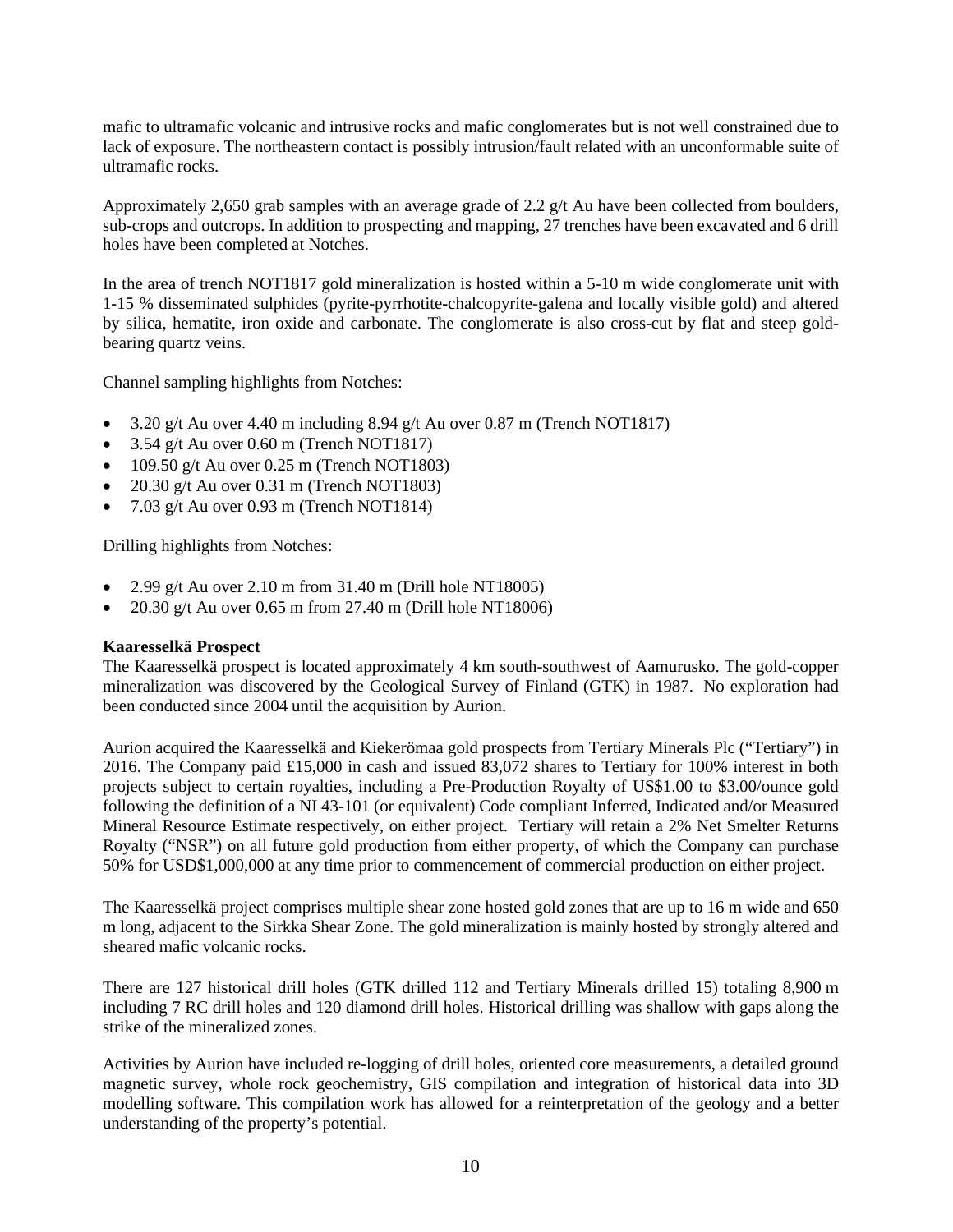mafic to ultramafic volcanic and intrusive rocks and mafic conglomerates but is not well constrained due to lack of exposure. The northeastern contact is possibly intrusion/fault related with an unconformable suite of ultramafic rocks.

Approximately 2,650 grab samples with an average grade of 2.2 g/t Au have been collected from boulders, sub-crops and outcrops. In addition to prospecting and mapping, 27 trenches have been excavated and 6 drill holes have been completed at Notches.

In the area of trench NOT1817 gold mineralization is hosted within a 5-10 m wide conglomerate unit with 1-15 % disseminated sulphides (pyrite-pyrrhotite-chalcopyrite-galena and locally visible gold) and altered by silica, hematite, iron oxide and carbonate. The conglomerate is also cross-cut by flat and steep gold-bearing quartz veins.

Channel sampling highlights from Notches:

- 3.20 g/t Au over 4.40 m including 8.94 g/t Au over 0.87 m (Trench NOT1817)
- 3.54 g/t Au over 0.60 m (Trench NOT1817)
- 109.50 g/t Au over 0.25 m (Trench NOT1803)
- 20.30 g/t Au over 0.31 m (Trench NOT1803)
- 7.03 g/t Au over 0.93 m (Trench NOT1814)

Drilling highlights from Notches:

- 2.99 g/t Au over 2.10 m from 31.40 m (Drill hole NT18005)
- 20.30 g/t Au over 0.65 m from 27.40 m (Drill hole NT18006)

**Kaaresselkä Prospect**

The Kaaresselkä prospect is located approximately 4 km south-southwest of Aamurusko. The gold-copper mineralization was discovered by the Geological Survey of Finland (GTK) in 1987. No exploration had been conducted since 2004 until the acquisition by Aurion.

Aurion acquired the Kaaresselkä and Kiekerömaa gold prospects from Tertiary Minerals Plc ("Tertiary") in 2016. The Company paid £15,000 in cash and issued 83,072 shares to Tertiary for 100% interest in both projects subject to certain royalties, including a Pre-Production Royalty of US$1.00 to $3.00/ounce gold following the definition of a NI 43-101 (or equivalent) Code compliant Inferred, Indicated and/or Measured Mineral Resource Estimate respectively, on either project. Tertiary will retain a 2% Net Smelter Returns Royalty ("NSR") on all future gold production from either property, of which the Company can purchase 50% for USD$1,000,000 at any time prior to commencement of commercial production on either project.

The Kaaresselkä project comprises multiple shear zone hosted gold zones that are up to 16 m wide and 650 m long, adjacent to the Sirkka Shear Zone. The gold mineralization is mainly hosted by strongly altered and sheared mafic volcanic rocks.

There are 127 historical drill holes (GTK drilled 112 and Tertiary Minerals drilled 15) totaling 8,900 m including 7 RC drill holes and 120 diamond drill holes. Historical drilling was shallow with gaps along the strike of the mineralized zones.

Activities by Aurion have included re-logging of drill holes, oriented core measurements, a detailed ground magnetic survey, whole rock geochemistry, GIS compilation and integration of historical data into 3D modelling software. This compilation work has allowed for a reinterpretation of the geology and a better understanding of the property's potential.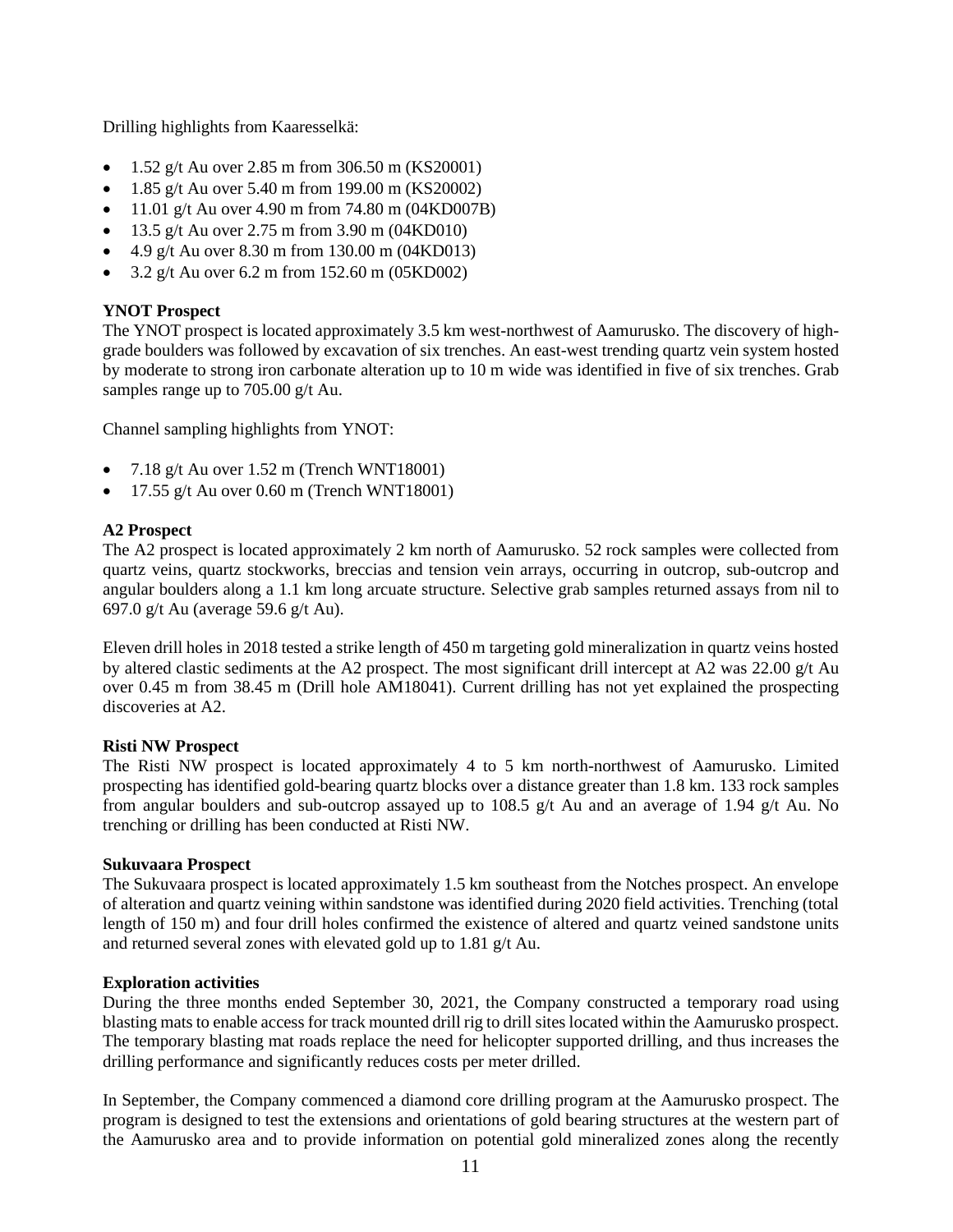Drilling highlights from Kaaresselkä:

- 1.52 g/t Au over 2.85 m from 306.50 m (KS20001)
- 1.85 g/t Au over 5.40 m from 199.00 m (KS20002)
- 11.01 g/t Au over 4.90 m from 74.80 m (04KD007B)
- 13.5 g/t Au over 2.75 m from 3.90 m (04KD010)
- 4.9 g/t Au over 8.30 m from 130.00 m (04KD013)
- 3.2 g/t Au over 6.2 m from 152.60 m (05KD002)

**YNOT Prospect**

The YNOT prospect is located approximately 3.5 km west-northwest of Aamurusko. The discovery of high-grade boulders was followed by excavation of six trenches. An east-west trending quartz vein system hosted by moderate to strong iron carbonate alteration up to 10 m wide was identified in five of six trenches. Grab samples range up to 705.00 g/t Au.

Channel sampling highlights from YNOT:

- 7.18 g/t Au over 1.52 m (Trench WNT18001)
- 17.55 g/t Au over 0.60 m (Trench WNT18001)

**A2 Prospect**

The A2 prospect is located approximately 2 km north of Aamurusko. 52 rock samples were collected from quartz veins, quartz stockworks, breccias and tension vein arrays, occurring in outcrop, sub-outcrop and angular boulders along a 1.1 km long arcuate structure. Selective grab samples returned assays from nil to 697.0 g/t Au (average 59.6 g/t Au).

Eleven drill holes in 2018 tested a strike length of 450 m targeting gold mineralization in quartz veins hosted by altered clastic sediments at the A2 prospect. The most significant drill intercept at A2 was 22.00 g/t Au over 0.45 m from 38.45 m (Drill hole AM18041). Current drilling has not yet explained the prospecting discoveries at A2.

**Risti NW Prospect**

The Risti NW prospect is located approximately 4 to 5 km north-northwest of Aamurusko. Limited prospecting has identified gold-bearing quartz blocks over a distance greater than 1.8 km. 133 rock samples from angular boulders and sub-outcrop assayed up to 108.5 g/t Au and an average of 1.94 g/t Au. No trenching or drilling has been conducted at Risti NW.

**Sukuvaara Prospect**

The Sukuvaara prospect is located approximately 1.5 km southeast from the Notches prospect. An envelope of alteration and quartz veining within sandstone was identified during 2020 field activities. Trenching (total length of 150 m) and four drill holes confirmed the existence of altered and quartz veined sandstone units and returned several zones with elevated gold up to 1.81 g/t Au.

**Exploration activities**

During the three months ended September 30, 2021, the Company constructed a temporary road using blasting mats to enable access for track mounted drill rig to drill sites located within the Aamurusko prospect. The temporary blasting mat roads replace the need for helicopter supported drilling, and thus increases the drilling performance and significantly reduces costs per meter drilled.

In September, the Company commenced a diamond core drilling program at the Aamurusko prospect. The program is designed to test the extensions and orientations of gold bearing structures at the western part of the Aamurusko area and to provide information on potential gold mineralized zones along the recently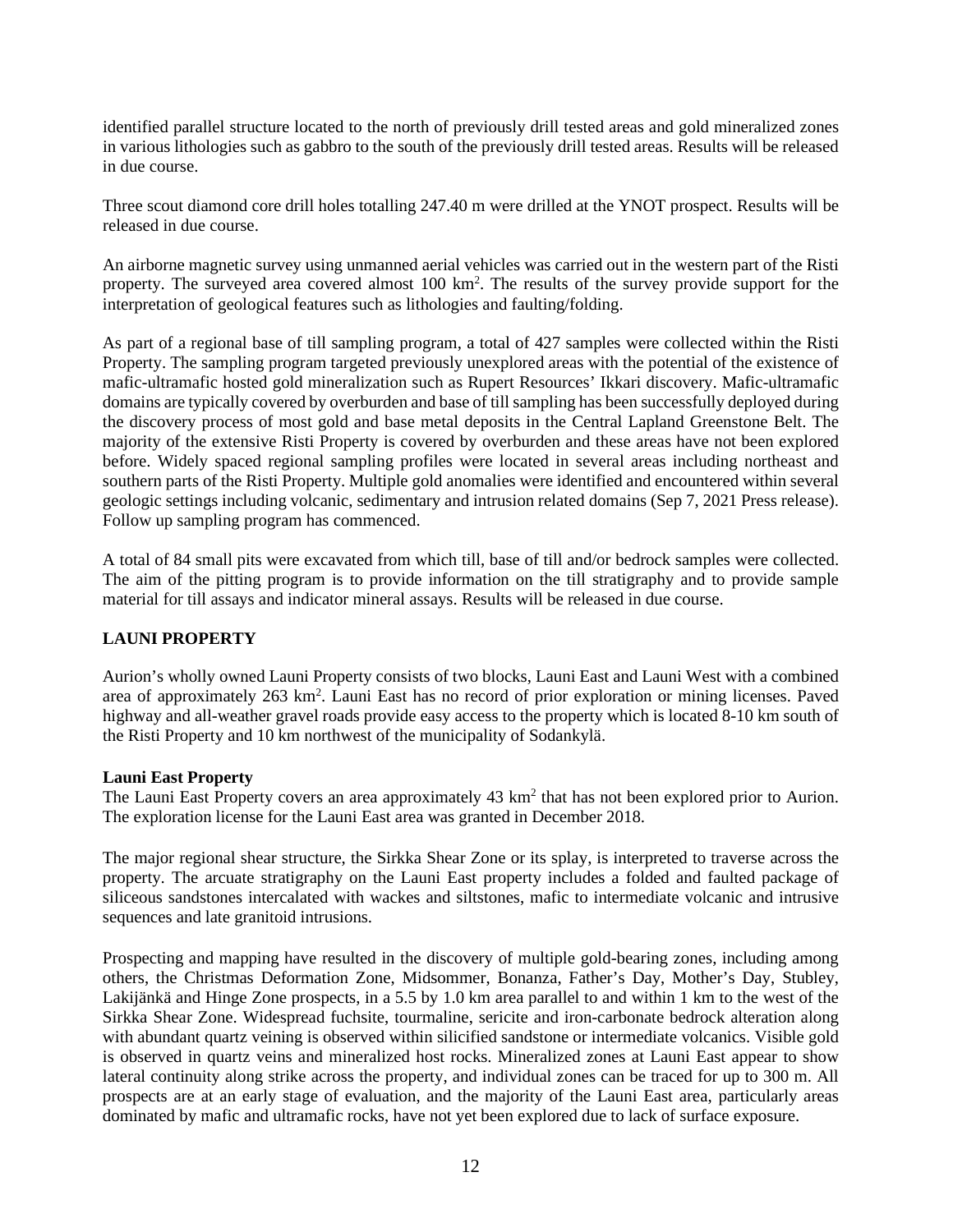identified parallel structure located to the north of previously drill tested areas and gold mineralized zones in various lithologies such as gabbro to the south of the previously drill tested areas. Results will be released in due course.

Three scout diamond core drill holes totalling 247.40 m were drilled at the YNOT prospect. Results will be released in due course.

An airborne magnetic survey using unmanned aerial vehicles was carried out in the western part of the Risti property. The surveyed area covered almost 100 km$^2$. The results of the survey provide support for the interpretation of geological features such as lithologies and faulting/folding.

As part of a regional base of till sampling program, a total of 427 samples were collected within the Risti Property. The sampling program targeted previously unexplored areas with the potential of the existence of mafic-ultramafic hosted gold mineralization such as Rupert Resources' Ikkari discovery. Mafic-ultramafic domains are typically covered by overburden and base of till sampling has been successfully deployed during the discovery process of most gold and base metal deposits in the Central Lapland Greenstone Belt. The majority of the extensive Risti Property is covered by overburden and these areas have not been explored before. Widely spaced regional sampling profiles were located in several areas including northeast and southern parts of the Risti Property. Multiple gold anomalies were identified and encountered within several geologic settings including volcanic, sedimentary and intrusion related domains (Sep 7, 2021 Press release). Follow up sampling program has commenced.

A total of 84 small pits were excavated from which till, base of till and/or bedrock samples were collected. The aim of the pitting program is to provide information on the till stratigraphy and to provide sample material for till assays and indicator mineral assays. Results will be released in due course.

## LAUNI PROPERTY

Aurion's wholly owned Launi Property consists of two blocks, Launi East and Launi West with a combined area of approximately 263 km$^2$. Launi East has no record of prior exploration or mining licenses. Paved highway and all-weather gravel roads provide easy access to the property which is located 8-10 km south of the Risti Property and 10 km northwest of the municipality of Sodankylä.

### Launi East Property

The Launi East Property covers an area approximately 43 km$^2$ that has not been explored prior to Aurion. The exploration license for the Launi East area was granted in December 2018.

The major regional shear structure, the Sirkka Shear Zone or its splay, is interpreted to traverse across the property. The arcuate stratigraphy on the Launi East property includes a folded and faulted package of siliceous sandstones intercalated with wackes and siltstones, mafic to intermediate volcanic and intrusive sequences and late granitoid intrusions.

Prospecting and mapping have resulted in the discovery of multiple gold-bearing zones, including among others, the Christmas Deformation Zone, Midsommer, Bonanza, Father's Day, Mother's Day, Stubley, Lakijänkä and Hinge Zone prospects, in a 5.5 by 1.0 km area parallel to and within 1 km to the west of the Sirkka Shear Zone. Widespread fuchsite, tourmaline, sericite and iron-carbonate bedrock alteration along with abundant quartz veining is observed within silicified sandstone or intermediate volcanics. Visible gold is observed in quartz veins and mineralized host rocks. Mineralized zones at Launi East appear to show lateral continuity along strike across the property, and individual zones can be traced for up to 300 m. All prospects are at an early stage of evaluation, and the majority of the Launi East area, particularly areas dominated by mafic and ultramafic rocks, have not yet been explored due to lack of surface exposure.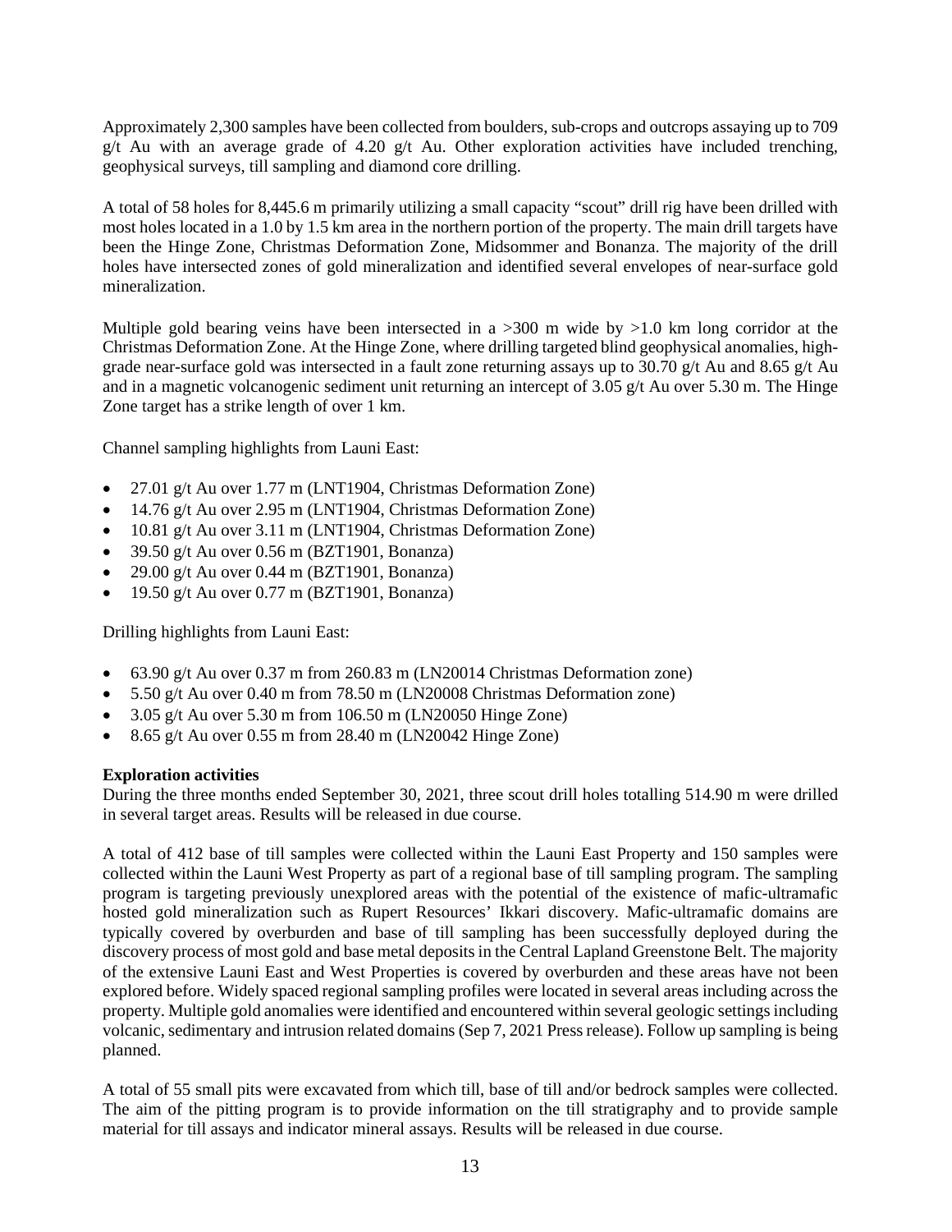Approximately 2,300 samples have been collected from boulders, sub-crops and outcrops assaying up to 709 g/t Au with an average grade of 4.20 g/t Au. Other exploration activities have included trenching, geophysical surveys, till sampling and diamond core drilling.

A total of 58 holes for 8,445.6 m primarily utilizing a small capacity "scout" drill rig have been drilled with most holes located in a 1.0 by 1.5 km area in the northern portion of the property. The main drill targets have been the Hinge Zone, Christmas Deformation Zone, Midsommer and Bonanza. The majority of the drill holes have intersected zones of gold mineralization and identified several envelopes of near-surface gold mineralization.

Multiple gold bearing veins have been intersected in a >300 m wide by >1.0 km long corridor at the Christmas Deformation Zone. At the Hinge Zone, where drilling targeted blind geophysical anomalies, high-grade near-surface gold was intersected in a fault zone returning assays up to 30.70 g/t Au and 8.65 g/t Au and in a magnetic volcanogenic sediment unit returning an intercept of 3.05 g/t Au over 5.30 m. The Hinge Zone target has a strike length of over 1 km.

Channel sampling highlights from Launi East:

- 27.01 g/t Au over 1.77 m (LNT1904, Christmas Deformation Zone)
- 14.76 g/t Au over 2.95 m (LNT1904, Christmas Deformation Zone)
- 10.81 g/t Au over 3.11 m (LNT1904, Christmas Deformation Zone)
- 39.50 g/t Au over 0.56 m (BZT1901, Bonanza)
- 29.00 g/t Au over 0.44 m (BZT1901, Bonanza)
- 19.50 g/t Au over 0.77 m (BZT1901, Bonanza)

Drilling highlights from Launi East:

- 63.90 g/t Au over 0.37 m from 260.83 m (LN20014 Christmas Deformation zone)
- 5.50 g/t Au over 0.40 m from 78.50 m (LN20008 Christmas Deformation zone)
- 3.05 g/t Au over 5.30 m from 106.50 m (LN20050 Hinge Zone)
- 8.65 g/t Au over 0.55 m from 28.40 m (LN20042 Hinge Zone)

**Exploration activities**

During the three months ended September 30, 2021, three scout drill holes totalling 514.90 m were drilled in several target areas. Results will be released in due course.

A total of 412 base of till samples were collected within the Launi East Property and 150 samples were collected within the Launi West Property as part of a regional base of till sampling program. The sampling program is targeting previously unexplored areas with the potential of the existence of mafic-ultramafic hosted gold mineralization such as Rupert Resources' Ikkari discovery. Mafic-ultramafic domains are typically covered by overburden and base of till sampling has been successfully deployed during the discovery process of most gold and base metal deposits in the Central Lapland Greenstone Belt. The majority of the extensive Launi East and West Properties is covered by overburden and these areas have not been explored before. Widely spaced regional sampling profiles were located in several areas including across the property. Multiple gold anomalies were identified and encountered within several geologic settings including volcanic, sedimentary and intrusion related domains (Sep 7, 2021 Press release). Follow up sampling is being planned.

A total of 55 small pits were excavated from which till, base of till and/or bedrock samples were collected. The aim of the pitting program is to provide information on the till stratigraphy and to provide sample material for till assays and indicator mineral assays. Results will be released in due course.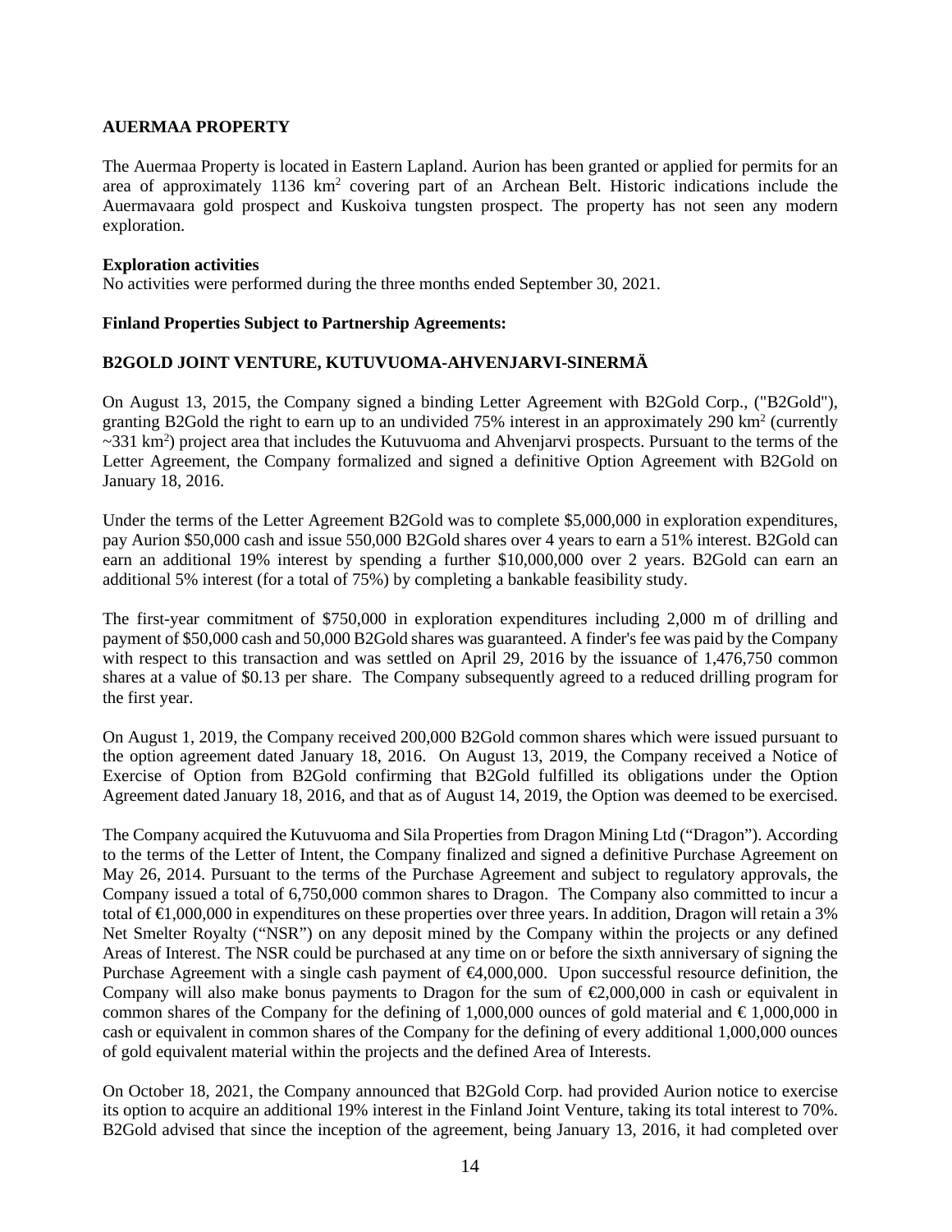### AUERMAA PROPERTY

The Auermaa Property is located in Eastern Lapland. Aurion has been granted or applied for permits for an area of approximately 1136 $km^2$ covering part of an Archean Belt. Historic indications include the Auermavaara gold prospect and Kuskoiva tungsten prospect. The property has not seen any modern exploration.

**Exploration activities**

No activities were performed during the three months ended September 30, 2021.

**Finland Properties Subject to Partnership Agreements:**

### B2GOLD JOINT VENTURE, KUTUVUOMA-AHVENJARVI-SINERMÄ

On August 13, 2015, the Company signed a binding Letter Agreement with B2Gold Corp., ("B2Gold"), granting B2Gold the right to earn up to an undivided 75% interest in an approximately 290 $km^2$ (currently ~331 $km^2$) project area that includes the Kutuvuoma and Ahvenjarvi prospects. Pursuant to the terms of the Letter Agreement, the Company formalized and signed a definitive Option Agreement with B2Gold on January 18, 2016.

Under the terms of the Letter Agreement B2Gold was to complete $5,000,000 in exploration expenditures, pay Aurion $50,000 cash and issue 550,000 B2Gold shares over 4 years to earn a 51% interest. B2Gold can earn an additional 19% interest by spending a further $10,000,000 over 2 years. B2Gold can earn an additional 5% interest (for a total of 75%) by completing a bankable feasibility study.

The first-year commitment of $750,000 in exploration expenditures including 2,000 m of drilling and payment of $50,000 cash and 50,000 B2Gold shares was guaranteed. A finder's fee was paid by the Company with respect to this transaction and was settled on April 29, 2016 by the issuance of 1,476,750 common shares at a value of $0.13 per share. The Company subsequently agreed to a reduced drilling program for the first year.

On August 1, 2019, the Company received 200,000 B2Gold common shares which were issued pursuant to the option agreement dated January 18, 2016. On August 13, 2019, the Company received a Notice of Exercise of Option from B2Gold confirming that B2Gold fulfilled its obligations under the Option Agreement dated January 18, 2016, and that as of August 14, 2019, the Option was deemed to be exercised.

The Company acquired the Kutuvuoma and Sila Properties from Dragon Mining Ltd ("Dragon"). According to the terms of the Letter of Intent, the Company finalized and signed a definitive Purchase Agreement on May 26, 2014. Pursuant to the terms of the Purchase Agreement and subject to regulatory approvals, the Company issued a total of 6,750,000 common shares to Dragon. The Company also committed to incur a total of €1,000,000 in expenditures on these properties over three years. In addition, Dragon will retain a 3% Net Smelter Royalty ("NSR") on any deposit mined by the Company within the projects or any defined Areas of Interest. The NSR could be purchased at any time on or before the sixth anniversary of signing the Purchase Agreement with a single cash payment of €4,000,000. Upon successful resource definition, the Company will also make bonus payments to Dragon for the sum of €2,000,000 in cash or equivalent in common shares of the Company for the defining of 1,000,000 ounces of gold material and € 1,000,000 in cash or equivalent in common shares of the Company for the defining of every additional 1,000,000 ounces of gold equivalent material within the projects and the defined Area of Interests.

On October 18, 2021, the Company announced that B2Gold Corp. had provided Aurion notice to exercise its option to acquire an additional 19% interest in the Finland Joint Venture, taking its total interest to 70%. B2Gold advised that since the inception of the agreement, being January 13, 2016, it had completed over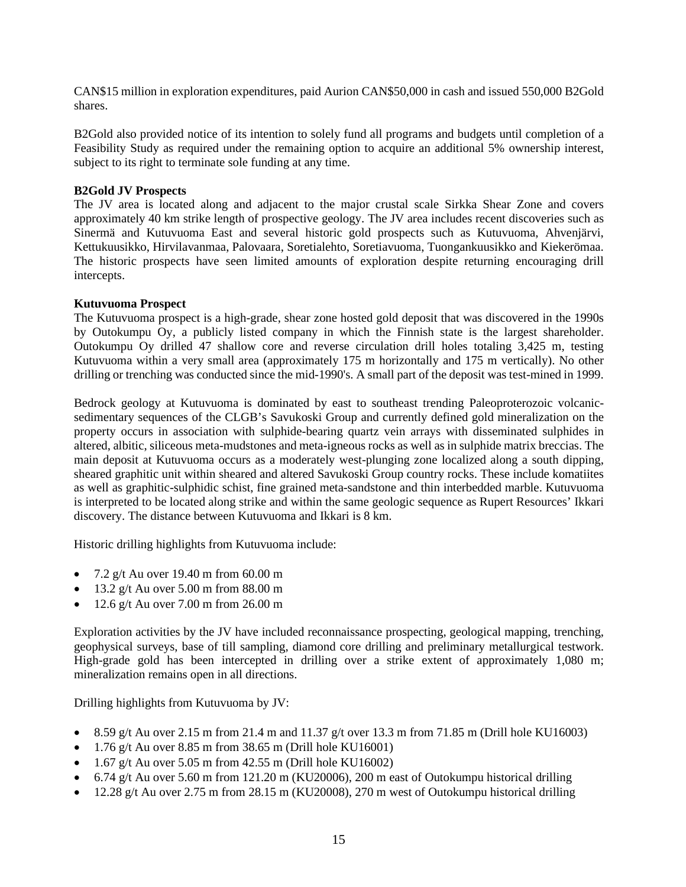CAN$15 million in exploration expenditures, paid Aurion CAN$50,000 in cash and issued 550,000 B2Gold shares.

B2Gold also provided notice of its intention to solely fund all programs and budgets until completion of a Feasibility Study as required under the remaining option to acquire an additional 5% ownership interest, subject to its right to terminate sole funding at any time.

**B2Gold JV Prospects**

The JV area is located along and adjacent to the major crustal scale Sirkka Shear Zone and covers approximately 40 km strike length of prospective geology. The JV area includes recent discoveries such as Sinermä and Kutuvuoma East and several historic gold prospects such as Kutuvuoma, Ahvenjärvi, Kettukuusikko, Hirvilavanmaa, Palovaara, Soretialehto, Soretiavuoma, Tuongankuusikko and Kiekerömaa. The historic prospects have seen limited amounts of exploration despite returning encouraging drill intercepts.

**Kutuvuoma Prospect**

The Kutuvuoma prospect is a high-grade, shear zone hosted gold deposit that was discovered in the 1990s by Outokumpu Oy, a publicly listed company in which the Finnish state is the largest shareholder. Outokumpu Oy drilled 47 shallow core and reverse circulation drill holes totaling 3,425 m, testing Kutuvuoma within a very small area (approximately 175 m horizontally and 175 m vertically). No other drilling or trenching was conducted since the mid-1990's. A small part of the deposit was test-mined in 1999.

Bedrock geology at Kutuvuoma is dominated by east to southeast trending Paleoproterozoic volcanic-sedimentary sequences of the CLGB's Savukoski Group and currently defined gold mineralization on the property occurs in association with sulphide-bearing quartz vein arrays with disseminated sulphides in altered, albitic, siliceous meta-mudstones and meta-igneous rocks as well as in sulphide matrix breccias. The main deposit at Kutuvuoma occurs as a moderately west-plunging zone localized along a south dipping, sheared graphitic unit within sheared and altered Savukoski Group country rocks. These include komatiites as well as graphitic-sulphidic schist, fine grained meta-sandstone and thin interbedded marble. Kutuvuoma is interpreted to be located along strike and within the same geologic sequence as Rupert Resources' Ikkari discovery. The distance between Kutuvuoma and Ikkari is 8 km.

Historic drilling highlights from Kutuvuoma include:

- 7.2 g/t Au over 19.40 m from 60.00 m
- 13.2 g/t Au over 5.00 m from 88.00 m
- 12.6 g/t Au over 7.00 m from 26.00 m

Exploration activities by the JV have included reconnaissance prospecting, geological mapping, trenching, geophysical surveys, base of till sampling, diamond core drilling and preliminary metallurgical testwork. High-grade gold has been intercepted in drilling over a strike extent of approximately 1,080 m; mineralization remains open in all directions.

Drilling highlights from Kutuvuoma by JV:

- 8.59 g/t Au over 2.15 m from 21.4 m and 11.37 g/t over 13.3 m from 71.85 m (Drill hole KU16003)
- 1.76 g/t Au over 8.85 m from 38.65 m (Drill hole KU16001)
- 1.67 g/t Au over 5.05 m from 42.55 m (Drill hole KU16002)
- 6.74 g/t Au over 5.60 m from 121.20 m (KU20006), 200 m east of Outokumpu historical drilling
- 12.28 g/t Au over 2.75 m from 28.15 m (KU20008), 270 m west of Outokumpu historical drilling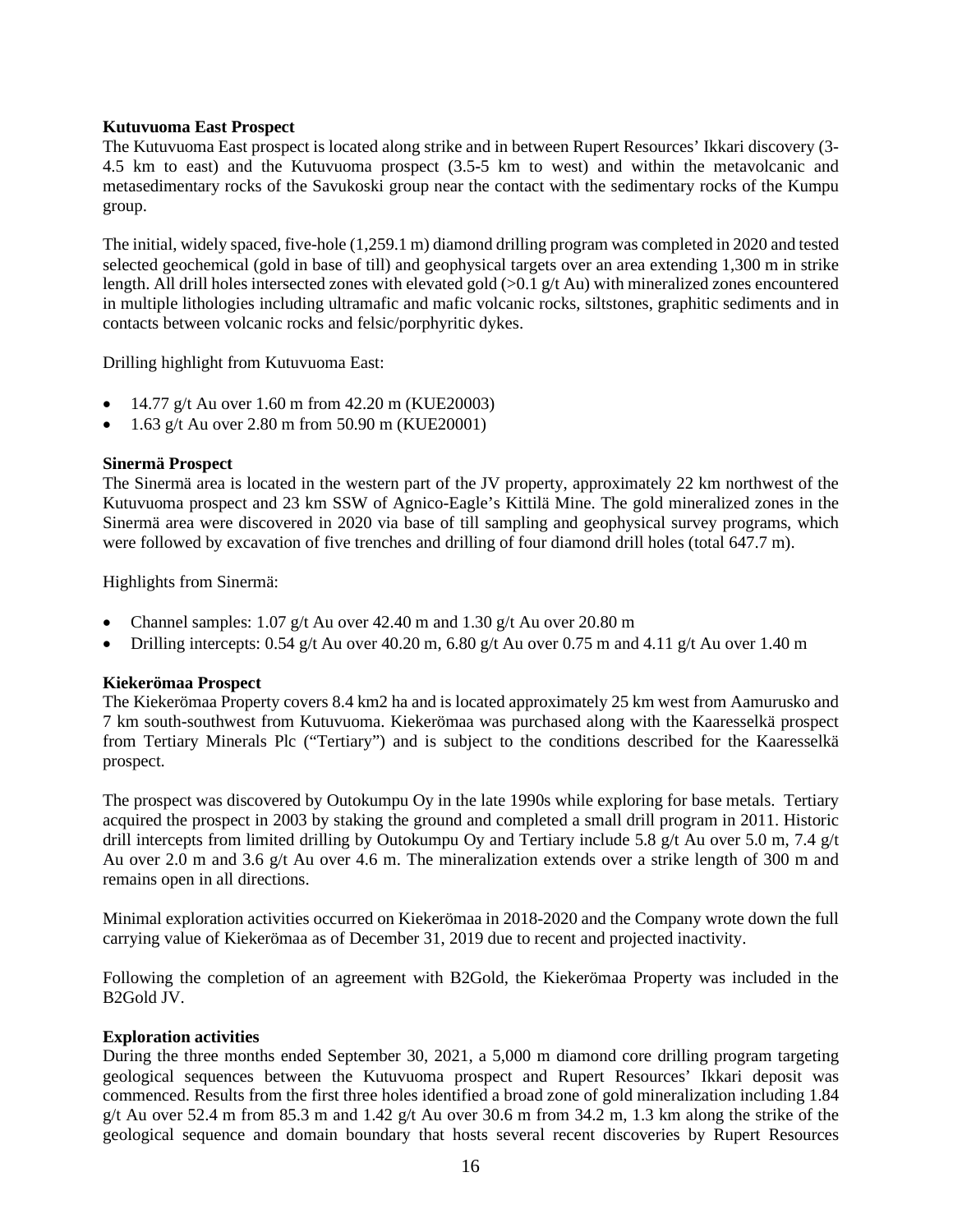**Kutuvuoma East Prospect**

The Kutuvuoma East prospect is located along strike and in between Rupert Resources' Ikkari discovery (3-4.5 km to east) and the Kutuvuoma prospect (3.5-5 km to west) and within the metavolcanic and metasedimentary rocks of the Savukoski group near the contact with the sedimentary rocks of the Kumpu group.

The initial, widely spaced, five-hole (1,259.1 m) diamond drilling program was completed in 2020 and tested selected geochemical (gold in base of till) and geophysical targets over an area extending 1,300 m in strike length. All drill holes intersected zones with elevated gold (>0.1 g/t Au) with mineralized zones encountered in multiple lithologies including ultramafic and mafic volcanic rocks, siltstones, graphitic sediments and in contacts between volcanic rocks and felsic/porphyritic dykes.

Drilling highlight from Kutuvuoma East:

- 14.77 g/t Au over 1.60 m from 42.20 m (KUE20003)
- 1.63 g/t Au over 2.80 m from 50.90 m (KUE20001)

**Sinermä Prospect**

The Sinermä area is located in the western part of the JV property, approximately 22 km northwest of the Kutuvuoma prospect and 23 km SSW of Agnico-Eagle's Kittilä Mine. The gold mineralized zones in the Sinermä area were discovered in 2020 via base of till sampling and geophysical survey programs, which were followed by excavation of five trenches and drilling of four diamond drill holes (total 647.7 m).

Highlights from Sinermä:

- Channel samples: 1.07 g/t Au over 42.40 m and 1.30 g/t Au over 20.80 m
- Drilling intercepts: 0.54 g/t Au over 40.20 m, 6.80 g/t Au over 0.75 m and 4.11 g/t Au over 1.40 m

**Kiekerömaa Prospect**

The Kiekerömaa Property covers 8.4 km2 ha and is located approximately 25 km west from Aamurusko and 7 km south-southwest from Kutuvuoma. Kiekerömaa was purchased along with the Kaaresselkä prospect from Tertiary Minerals Plc ("Tertiary") and is subject to the conditions described for the Kaaresselkä prospect.

The prospect was discovered by Outokumpu Oy in the late 1990s while exploring for base metals. Tertiary acquired the prospect in 2003 by staking the ground and completed a small drill program in 2011. Historic drill intercepts from limited drilling by Outokumpu Oy and Tertiary include 5.8 g/t Au over 5.0 m, 7.4 g/t Au over 2.0 m and 3.6 g/t Au over 4.6 m. The mineralization extends over a strike length of 300 m and remains open in all directions.

Minimal exploration activities occurred on Kiekerömaa in 2018-2020 and the Company wrote down the full carrying value of Kiekerömaa as of December 31, 2019 due to recent and projected inactivity.

Following the completion of an agreement with B2Gold, the Kiekerömaa Property was included in the B2Gold JV.

**Exploration activities**

During the three months ended September 30, 2021, a 5,000 m diamond core drilling program targeting geological sequences between the Kutuvuoma prospect and Rupert Resources' Ikkari deposit was commenced. Results from the first three holes identified a broad zone of gold mineralization including 1.84 g/t Au over 52.4 m from 85.3 m and 1.42 g/t Au over 30.6 m from 34.2 m, 1.3 km along the strike of the geological sequence and domain boundary that hosts several recent discoveries by Rupert Resources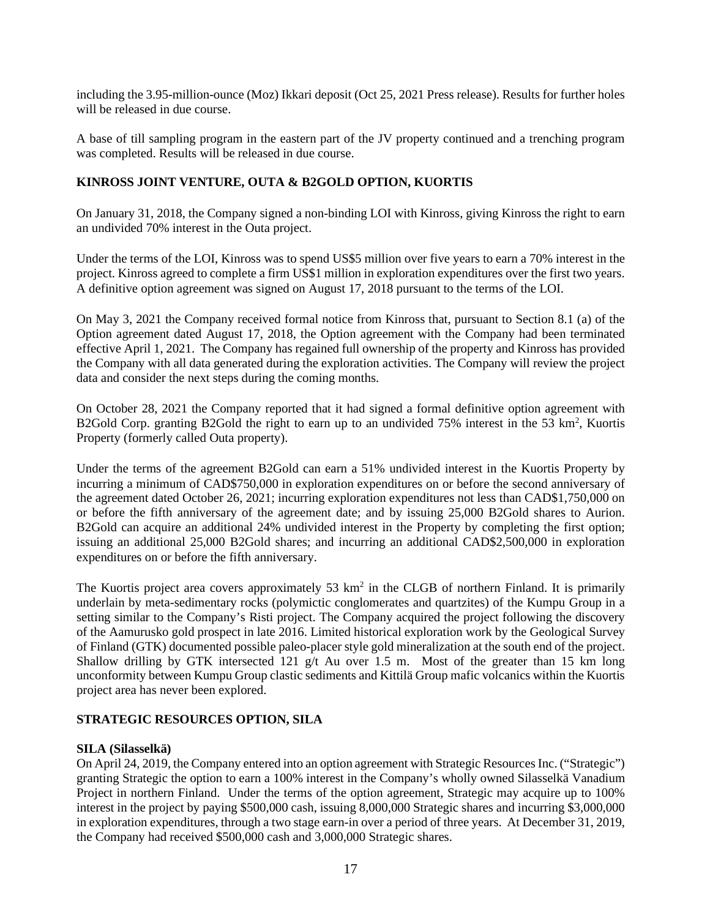including the 3.95-million-ounce (Moz) Ikkari deposit (Oct 25, 2021 Press release). Results for further holes will be released in due course.

A base of till sampling program in the eastern part of the JV property continued and a trenching program was completed. Results will be released in due course.

## KINROSS JOINT VENTURE, OUTA & B2GOLD OPTION, KUORTIS

On January 31, 2018, the Company signed a non-binding LOI with Kinross, giving Kinross the right to earn an undivided 70% interest in the Outa project.

Under the terms of the LOI, Kinross was to spend US$5 million over five years to earn a 70% interest in the project. Kinross agreed to complete a firm US$1 million in exploration expenditures over the first two years. A definitive option agreement was signed on August 17, 2018 pursuant to the terms of the LOI.

On May 3, 2021 the Company received formal notice from Kinross that, pursuant to Section 8.1 (a) of the Option agreement dated August 17, 2018, the Option agreement with the Company had been terminated effective April 1, 2021. The Company has regained full ownership of the property and Kinross has provided the Company with all data generated during the exploration activities. The Company will review the project data and consider the next steps during the coming months.

On October 28, 2021 the Company reported that it had signed a formal definitive option agreement with B2Gold Corp. granting B2Gold the right to earn up to an undivided 75% interest in the 53 km$^2$, Kuortis Property (formerly called Outa property).

Under the terms of the agreement B2Gold can earn a 51% undivided interest in the Kuortis Property by incurring a minimum of CAD$750,000 in exploration expenditures on or before the second anniversary of the agreement dated October 26, 2021; incurring exploration expenditures not less than CAD$1,750,000 on or before the fifth anniversary of the agreement date; and by issuing 25,000 B2Gold shares to Aurion. B2Gold can acquire an additional 24% undivided interest in the Property by completing the first option; issuing an additional 25,000 B2Gold shares; and incurring an additional CAD$2,500,000 in exploration expenditures on or before the fifth anniversary.

The Kuortis project area covers approximately 53 km$^2$ in the CLGB of northern Finland. It is primarily underlain by meta-sedimentary rocks (polymictic conglomerates and quartzites) of the Kumpu Group in a setting similar to the Company's Risti project. The Company acquired the project following the discovery of the Aamurusko gold prospect in late 2016. Limited historical exploration work by the Geological Survey of Finland (GTK) documented possible paleo-placer style gold mineralization at the south end of the project. Shallow drilling by GTK intersected 121 g/t Au over 1.5 m. Most of the greater than 15 km long unconformity between Kumpu Group clastic sediments and Kittilä Group mafic volcanics within the Kuortis project area has never been explored.

## STRATEGIC RESOURCES OPTION, SILA

### SILA (Silasselkä)

On April 24, 2019, the Company entered into an option agreement with Strategic Resources Inc. ("Strategic") granting Strategic the option to earn a 100% interest in the Company's wholly owned Silasselkä Vanadium Project in northern Finland. Under the terms of the option agreement, Strategic may acquire up to 100% interest in the project by paying $500,000 cash, issuing 8,000,000 Strategic shares and incurring $3,000,000 in exploration expenditures, through a two stage earn-in over a period of three years. At December 31, 2019, the Company had received $500,000 cash and 3,000,000 Strategic shares.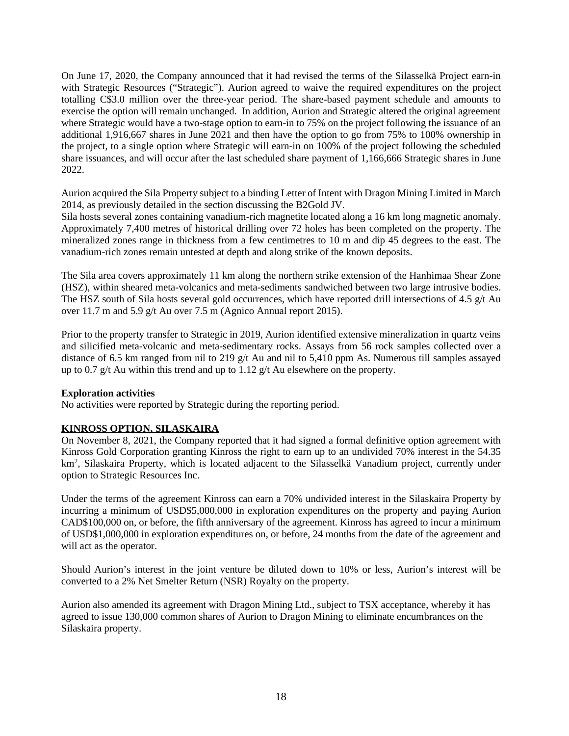On June 17, 2020, the Company announced that it had revised the terms of the Silasselkä Project earn-in with Strategic Resources ("Strategic"). Aurion agreed to waive the required expenditures on the project totalling C$3.0 million over the three-year period. The share-based payment schedule and amounts to exercise the option will remain unchanged. In addition, Aurion and Strategic altered the original agreement where Strategic would have a two-stage option to earn-in to 75% on the project following the issuance of an additional 1,916,667 shares in June 2021 and then have the option to go from 75% to 100% ownership in the project, to a single option where Strategic will earn-in on 100% of the project following the scheduled share issuances, and will occur after the last scheduled share payment of 1,166,666 Strategic shares in June 2022.

Aurion acquired the Sila Property subject to a binding Letter of Intent with Dragon Mining Limited in March 2014, as previously detailed in the section discussing the B2Gold JV.
Sila hosts several zones containing vanadium-rich magnetite located along a 16 km long magnetic anomaly. Approximately 7,400 metres of historical drilling over 72 holes has been completed on the property. The mineralized zones range in thickness from a few centimetres to 10 m and dip 45 degrees to the east. The vanadium-rich zones remain untested at depth and along strike of the known deposits.

The Sila area covers approximately 11 km along the northern strike extension of the Hanhimaa Shear Zone (HSZ), within sheared meta-volcanics and meta-sediments sandwiched between two large intrusive bodies. The HSZ south of Sila hosts several gold occurrences, which have reported drill intersections of 4.5 g/t Au over 11.7 m and 5.9 g/t Au over 7.5 m (Agnico Annual report 2015).

Prior to the property transfer to Strategic in 2019, Aurion identified extensive mineralization in quartz veins and silicified meta-volcanic and meta-sedimentary rocks. Assays from 56 rock samples collected over a distance of 6.5 km ranged from nil to 219 g/t Au and nil to 5,410 ppm As. Numerous till samples assayed up to 0.7 g/t Au within this trend and up to 1.12 g/t Au elsewhere on the property.

**Exploration activities**
No activities were reported by Strategic during the reporting period.

**KINROSS OPTION, SILASKAIRA**
On November 8, 2021, the Company reported that it had signed a formal definitive option agreement with Kinross Gold Corporation granting Kinross the right to earn up to an undivided 70% interest in the 54.35 $km^2$, Silaskaira Property, which is located adjacent to the Silasselkä Vanadium project, currently under option to Strategic Resources Inc.

Under the terms of the agreement Kinross can earn a 70% undivided interest in the Silaskaira Property by incurring a minimum of USD$5,000,000 in exploration expenditures on the property and paying Aurion CAD$100,000 on, or before, the fifth anniversary of the agreement. Kinross has agreed to incur a minimum of USD$1,000,000 in exploration expenditures on, or before, 24 months from the date of the agreement and will act as the operator.

Should Aurion's interest in the joint venture be diluted down to 10% or less, Aurion's interest will be converted to a 2% Net Smelter Return (NSR) Royalty on the property.

Aurion also amended its agreement with Dragon Mining Ltd., subject to TSX acceptance, whereby it has agreed to issue 130,000 common shares of Aurion to Dragon Mining to eliminate encumbrances on the Silaskaira property.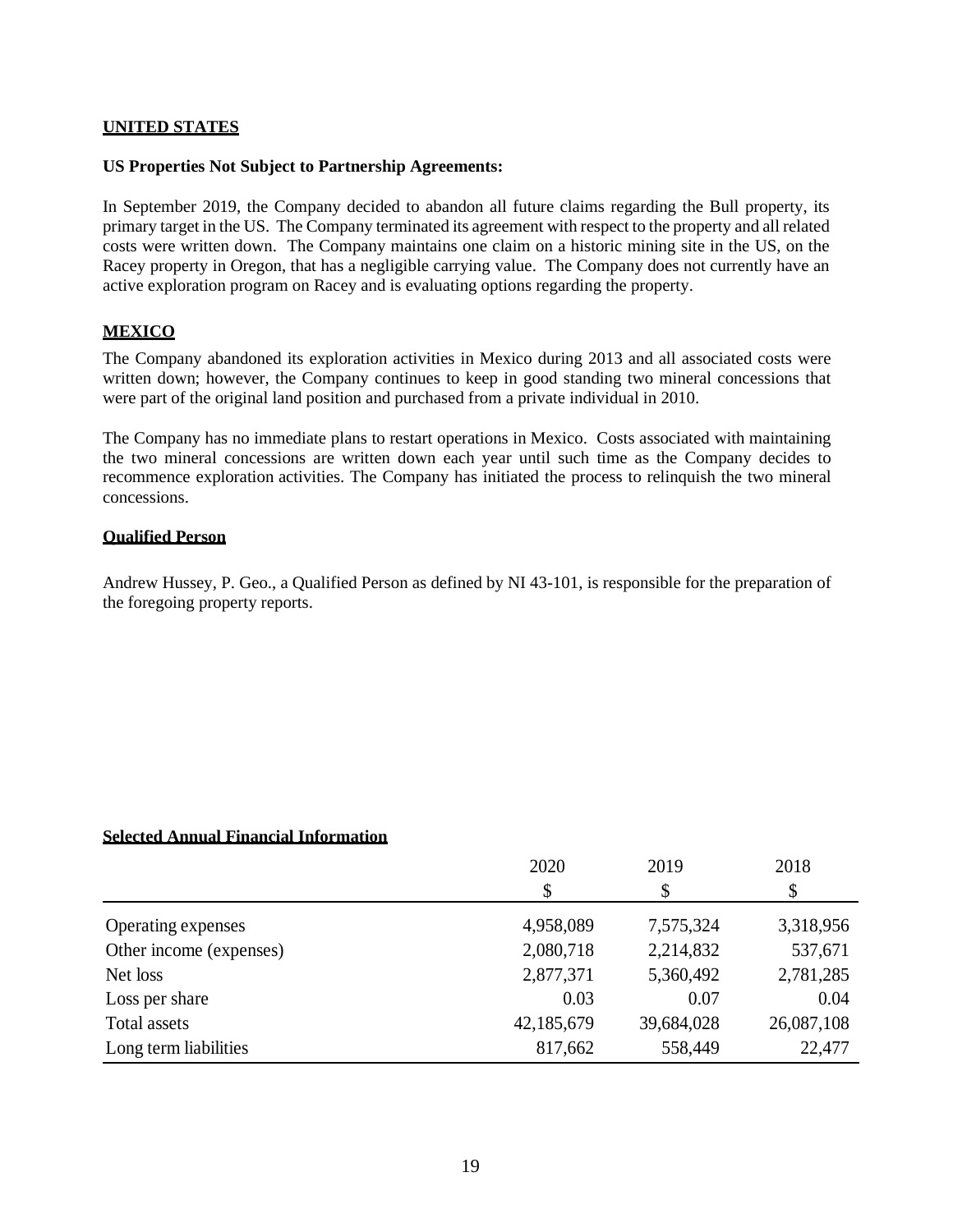## UNITED STATES

**US Properties Not Subject to Partnership Agreements:**

In September 2019, the Company decided to abandon all future claims regarding the Bull property, its primary target in the US. The Company terminated its agreement with respect to the property and all related costs were written down. The Company maintains one claim on a historic mining site in the US, on the Racey property in Oregon, that has a negligible carrying value. The Company does not currently have an active exploration program on Racey and is evaluating options regarding the property.

## MEXICO

The Company abandoned its exploration activities in Mexico during 2013 and all associated costs were written down; however, the Company continues to keep in good standing two mineral concessions that were part of the original land position and purchased from a private individual in 2010.

The Company has no immediate plans to restart operations in Mexico. Costs associated with maintaining the two mineral concessions are written down each year until such time as the Company decides to recommence exploration activities. The Company has initiated the process to relinquish the two mineral concessions.

## Qualified Person

Andrew Hussey, P. Geo., a Qualified Person as defined by NI 43-101, is responsible for the preparation of the foregoing property reports.

## Selected Annual Financial Information

| | 2020<br>$ | 2019<br>$ | 2018<br>$ |
|---|---|---|---|
| Operating expenses | 4,958,089 | 7,575,324 | 3,318,956 |
| Other income (expenses) | 2,080,718 | 2,214,832 | 537,671 |
| Net loss | 2,877,371 | 5,360,492 | 2,781,285 |
| Loss per share | 0.03 | 0.07 | 0.04 |
| Total assets | 42,185,679 | 39,684,028 | 26,087,108 |
| Long term liabilities | 817,662 | 558,449 | 22,477 |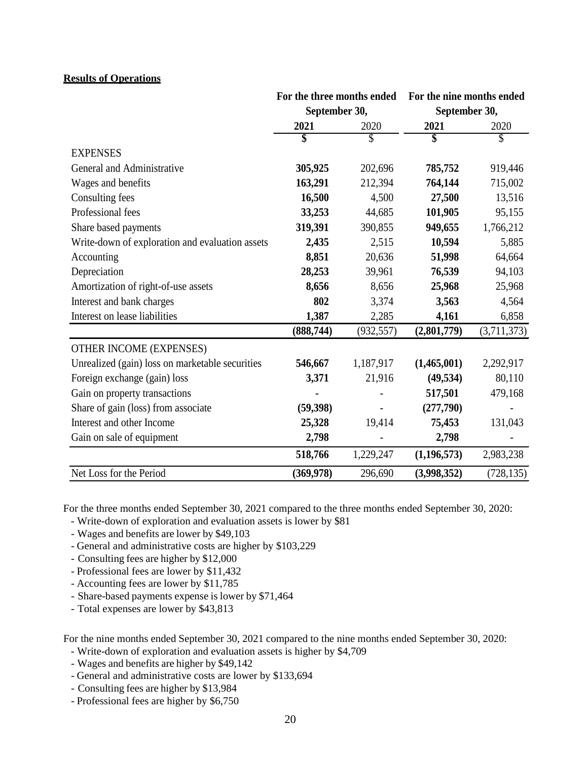**Results of Operations**

| | For the three months ended September 30, | | For the nine months ended September 30, | |
|---|---|---|---|---|
| | **2021** | 2020 | **2021** | 2020 |
| | **$** | $ | **$** | $ |
| EXPENSES | | | | |
| General and Administrative | **305,925** | 202,696 | **785,752** | 919,446 |
| Wages and benefits | **163,291** | 212,394 | **764,144** | 715,002 |
| Consulting fees | **16,500** | 4,500 | **27,500** | 13,516 |
| Professional fees | **33,253** | 44,685 | **101,905** | 95,155 |
| Share based payments | **319,391** | 390,855 | **949,655** | 1,766,212 |
| Write-down of exploration and evaluation assets | **2,435** | 2,515 | **10,594** | 5,885 |
| Accounting | **8,851** | 20,636 | **51,998** | 64,664 |
| Depreciation | **28,253** | 39,961 | **76,539** | 94,103 |
| Amortization of right-of-use assets | **8,656** | 8,656 | **25,968** | 25,968 |
| Interest and bank charges | **802** | 3,374 | **3,563** | 4,564 |
| Interest on lease liabilities | **1,387** | 2,285 | **4,161** | 6,858 |
| | **(888,744)** | (932,557) | **(2,801,779)** | (3,711,373) |
| OTHER INCOME (EXPENSES) | | | | |
| Unrealized (gain) loss on marketable securities | **546,667** | 1,187,917 | **(1,465,001)** | 2,292,917 |
| Foreign exchange (gain) loss | **3,371** | 21,916 | **(49,534)** | 80,110 |
| Gain on property transactions | **-** | - | **517,501** | 479,168 |
| Share of gain (loss) from associate | **(59,398)** | - | **(277,790)** | - |
| Interest and other Income | **25,328** | 19,414 | **75,453** | 131,043 |
| Gain on sale of equipment | **2,798** | - | **2,798** | - |
| | **518,766** | 1,229,247 | **(1,196,573)** | 2,983,238 |
| Net Loss for the Period | **(369,978)** | 296,690 | **(3,998,352)** | (728,135) |

For the three months ended September 30, 2021 compared to the three months ended September 30, 2020:

- Write-down of exploration and evaluation assets is lower by $81
- Wages and benefits are lower by $49,103
- General and administrative costs are higher by $103,229
- Consulting fees are higher by $12,000
- Professional fees are lower by $11,432
- Accounting fees are lower by $11,785
- Share-based payments expense is lower by $71,464
- Total expenses are lower by $43,813

For the nine months ended September 30, 2021 compared to the nine months ended September 30, 2020:

- Write-down of exploration and evaluation assets is higher by $4,709
- Wages and benefits are higher by $49,142
- General and administrative costs are lower by $133,694
- Consulting fees are higher by $13,984
- Professional fees are higher by $6,750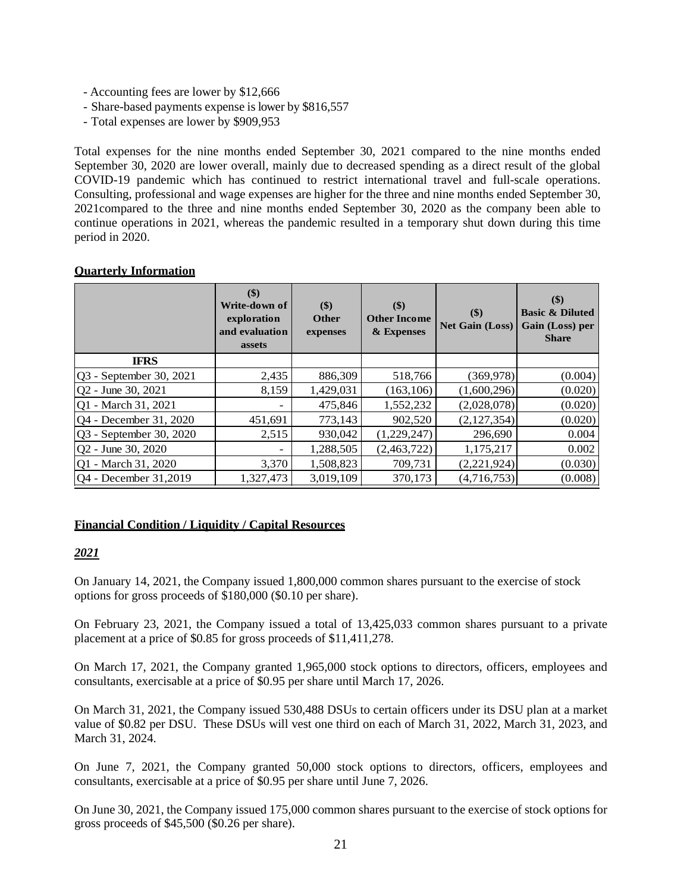- Accounting fees are lower by $12,666
- Share-based payments expense is lower by $816,557
- Total expenses are lower by $909,953

Total expenses for the nine months ended September 30, 2021 compared to the nine months ended September 30, 2020 are lower overall, mainly due to decreased spending as a direct result of the global COVID-19 pandemic which has continued to restrict international travel and full-scale operations. Consulting, professional and wage expenses are higher for the three and nine months ended September 30, 2021compared to the three and nine months ended September 30, 2020 as the company been able to continue operations in 2021, whereas the pandemic resulted in a temporary shut down during this time period in 2020.

**Quarterly Information**

| | ($) Write-down of exploration and evaluation assets | ($) Other expenses | ($) Other Income & Expenses | ($) Net Gain (Loss) | ($) Basic & Diluted Gain (Loss) per Share |
|---|---|---|---|---|---|
| **IFRS** | | | | | |
| Q3 - September 30, 2021 | 2,435 | 886,309 | 518,766 | (369,978) | (0.004) |
| Q2 - June 30, 2021 | 8,159 | 1,429,031 | (163,106) | (1,600,296) | (0.020) |
| Q1 - March 31, 2021 | - | 475,846 | 1,552,232 | (2,028,078) | (0.020) |
| Q4 - December 31, 2020 | 451,691 | 773,143 | 902,520 | (2,127,354) | (0.020) |
| Q3 - September 30, 2020 | 2,515 | 930,042 | (1,229,247) | 296,690 | 0.004 |
| Q2 - June 30, 2020 | - | 1,288,505 | (2,463,722) | 1,175,217 | 0.002 |
| Q1 - March 31, 2020 | 3,370 | 1,508,823 | 709,731 | (2,221,924) | (0.030) |
| Q4 - December 31,2019 | 1,327,473 | 3,019,109 | 370,173 | (4,716,753) | (0.008) |

**Financial Condition / Liquidity / Capital Resources**

***2021***

On January 14, 2021, the Company issued 1,800,000 common shares pursuant to the exercise of stock options for gross proceeds of $180,000 ($0.10 per share).

On February 23, 2021, the Company issued a total of 13,425,033 common shares pursuant to a private placement at a price of $0.85 for gross proceeds of $11,411,278.

On March 17, 2021, the Company granted 1,965,000 stock options to directors, officers, employees and consultants, exercisable at a price of $0.95 per share until March 17, 2026.

On March 31, 2021, the Company issued 530,488 DSUs to certain officers under its DSU plan at a market value of $0.82 per DSU. These DSUs will vest one third on each of March 31, 2022, March 31, 2023, and March 31, 2024.

On June 7, 2021, the Company granted 50,000 stock options to directors, officers, employees and consultants, exercisable at a price of $0.95 per share until June 7, 2026.

On June 30, 2021, the Company issued 175,000 common shares pursuant to the exercise of stock options for gross proceeds of $45,500 ($0.26 per share).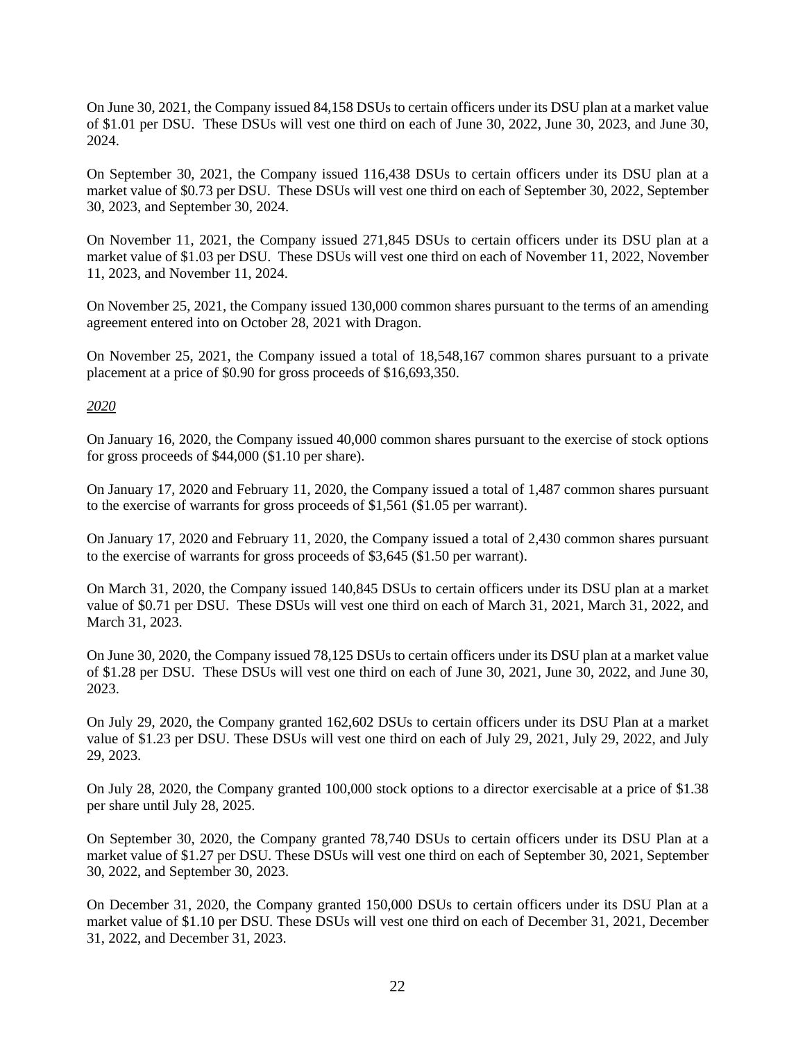On June 30, 2021, the Company issued 84,158 DSUs to certain officers under its DSU plan at a market value of $1.01 per DSU. These DSUs will vest one third on each of June 30, 2022, June 30, 2023, and June 30, 2024.

On September 30, 2021, the Company issued 116,438 DSUs to certain officers under its DSU plan at a market value of $0.73 per DSU. These DSUs will vest one third on each of September 30, 2022, September 30, 2023, and September 30, 2024.

On November 11, 2021, the Company issued 271,845 DSUs to certain officers under its DSU plan at a market value of $1.03 per DSU. These DSUs will vest one third on each of November 11, 2022, November 11, 2023, and November 11, 2024.

On November 25, 2021, the Company issued 130,000 common shares pursuant to the terms of an amending agreement entered into on October 28, 2021 with Dragon.

On November 25, 2021, the Company issued a total of 18,548,167 common shares pursuant to a private placement at a price of $0.90 for gross proceeds of $16,693,350.

*2020*

On January 16, 2020, the Company issued 40,000 common shares pursuant to the exercise of stock options for gross proceeds of $44,000 ($1.10 per share).

On January 17, 2020 and February 11, 2020, the Company issued a total of 1,487 common shares pursuant to the exercise of warrants for gross proceeds of $1,561 ($1.05 per warrant).

On January 17, 2020 and February 11, 2020, the Company issued a total of 2,430 common shares pursuant to the exercise of warrants for gross proceeds of $3,645 ($1.50 per warrant).

On March 31, 2020, the Company issued 140,845 DSUs to certain officers under its DSU plan at a market value of $0.71 per DSU. These DSUs will vest one third on each of March 31, 2021, March 31, 2022, and March 31, 2023.

On June 30, 2020, the Company issued 78,125 DSUs to certain officers under its DSU plan at a market value of $1.28 per DSU. These DSUs will vest one third on each of June 30, 2021, June 30, 2022, and June 30, 2023.

On July 29, 2020, the Company granted 162,602 DSUs to certain officers under its DSU Plan at a market value of $1.23 per DSU. These DSUs will vest one third on each of July 29, 2021, July 29, 2022, and July 29, 2023.

On July 28, 2020, the Company granted 100,000 stock options to a director exercisable at a price of $1.38 per share until July 28, 2025.

On September 30, 2020, the Company granted 78,740 DSUs to certain officers under its DSU Plan at a market value of $1.27 per DSU. These DSUs will vest one third on each of September 30, 2021, September 30, 2022, and September 30, 2023.

On December 31, 2020, the Company granted 150,000 DSUs to certain officers under its DSU Plan at a market value of $1.10 per DSU. These DSUs will vest one third on each of December 31, 2021, December 31, 2022, and December 31, 2023.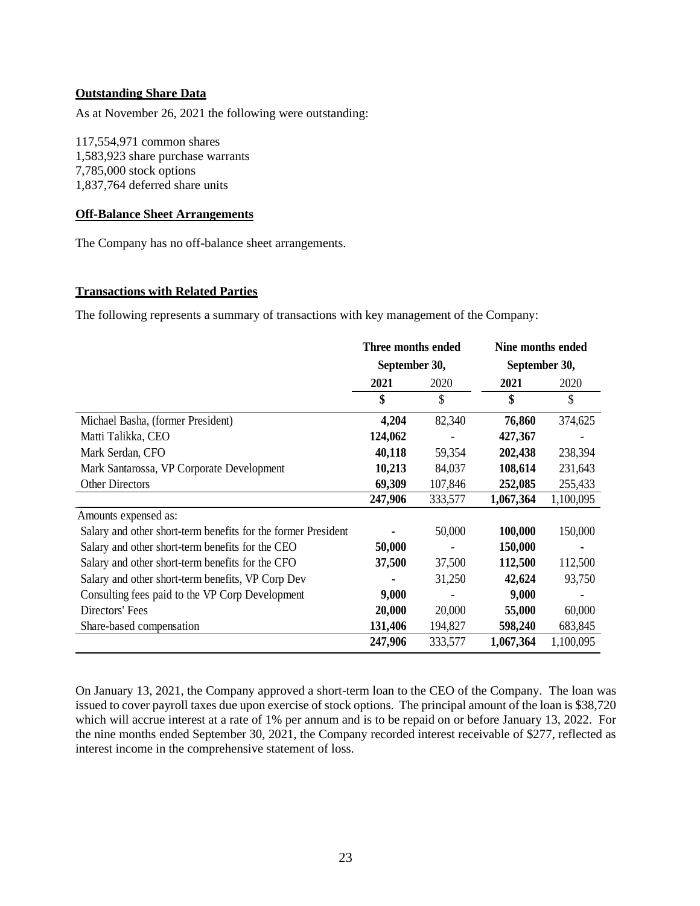## Outstanding Share Data

As at November 26, 2021 the following were outstanding:

117,554,971 common shares
1,583,923 share purchase warrants
7,785,000 stock options
1,837,764 deferred share units

## Off-Balance Sheet Arrangements

The Company has no off-balance sheet arrangements.

## Transactions with Related Parties

The following represents a summary of transactions with key management of the Company:

| | Three months ended September 30, | | Nine months ended September 30, | |
|---|---|---|---|---|
| | **2021** | 2020 | **2021** | 2020 |
| | **$** | $ | **$** | $ |
| Michael Basha, (former President) | **4,204** | 82,340 | **76,860** | 374,625 |
| Matti Talikka, CEO | **124,062** | - | **427,367** | - |
| Mark Serdan, CFO | **40,118** | 59,354 | **202,438** | 238,394 |
| Mark Santarossa, VP Corporate Development | **10,213** | 84,037 | **108,614** | 231,643 |
| Other Directors | **69,309** | 107,846 | **252,085** | 255,433 |
| | **247,906** | 333,577 | **1,067,364** | 1,100,095 |
| Amounts expensed as: | | | | |
| Salary and other short-term benefits for the former President | **-** | 50,000 | **100,000** | 150,000 |
| Salary and other short-term benefits for the CEO | **50,000** | - | **150,000** | - |
| Salary and other short-term benefits for the CFO | **37,500** | 37,500 | **112,500** | 112,500 |
| Salary and other short-term benefits, VP Corp Dev | **-** | 31,250 | **42,624** | 93,750 |
| Consulting fees paid to the VP Corp Development | **9,000** | - | **9,000** | - |
| Directors' Fees | **20,000** | 20,000 | **55,000** | 60,000 |
| Share-based compensation | **131,406** | 194,827 | **598,240** | 683,845 |
| | **247,906** | 333,577 | **1,067,364** | 1,100,095 |

On January 13, 2021, the Company approved a short-term loan to the CEO of the Company. The loan was issued to cover payroll taxes due upon exercise of stock options. The principal amount of the loan is $38,720 which will accrue interest at a rate of 1% per annum and is to be repaid on or before January 13, 2022. For the nine months ended September 30, 2021, the Company recorded interest receivable of $277, reflected as interest income in the comprehensive statement of loss.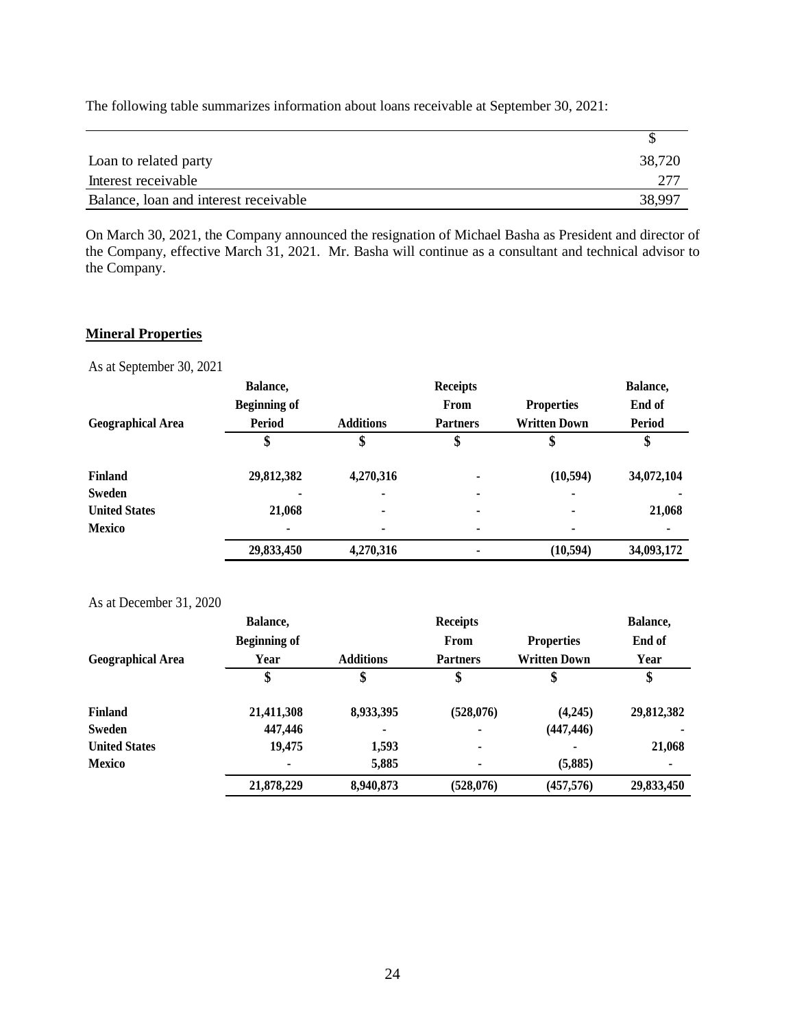The following table summarizes information about loans receivable at September 30, 2021:

| | $ |
|---|---|
| Loan to related party | 38,720 |
| Interest receivable | 277 |
| Balance, loan and interest receivable | 38,997 |

On March 30, 2021, the Company announced the resignation of Michael Basha as President and director of the Company, effective March 31, 2021. Mr. Basha will continue as a consultant and technical advisor to the Company.

## Mineral Properties

As at September 30, 2021

| Geographical Area | Balance, Beginning of Period | Additions | Receipts From Partners | Properties Written Down | Balance, End of Period |
|---|---|---|---|---|---|
| | $ | $ | $ | $ | $ |
| **Finland** | **29,812,382** | **4,270,316** | **-** | **(10,594)** | **34,072,104** |
| **Sweden** | **-** | **-** | **-** | **-** | **-** |
| **United States** | **21,068** | **-** | **-** | **-** | **21,068** |
| **Mexico** | **-** | **-** | **-** | **-** | **-** |
| | **29,833,450** | **4,270,316** | **-** | **(10,594)** | **34,093,172** |

As at December 31, 2020

| Geographical Area | Balance, Beginning of Year | Additions | Receipts From Partners | Properties Written Down | Balance, End of Year |
|---|---|---|---|---|---|
| | $ | $ | $ | $ | $ |
| **Finland** | **21,411,308** | **8,933,395** | **(528,076)** | **(4,245)** | **29,812,382** |
| **Sweden** | **447,446** | **-** | **-** | **(447,446)** | **-** |
| **United States** | **19,475** | **1,593** | **-** | **-** | **21,068** |
| **Mexico** | **-** | **5,885** | **-** | **(5,885)** | **-** |
| | **21,878,229** | **8,940,873** | **(528,076)** | **(457,576)** | **29,833,450** |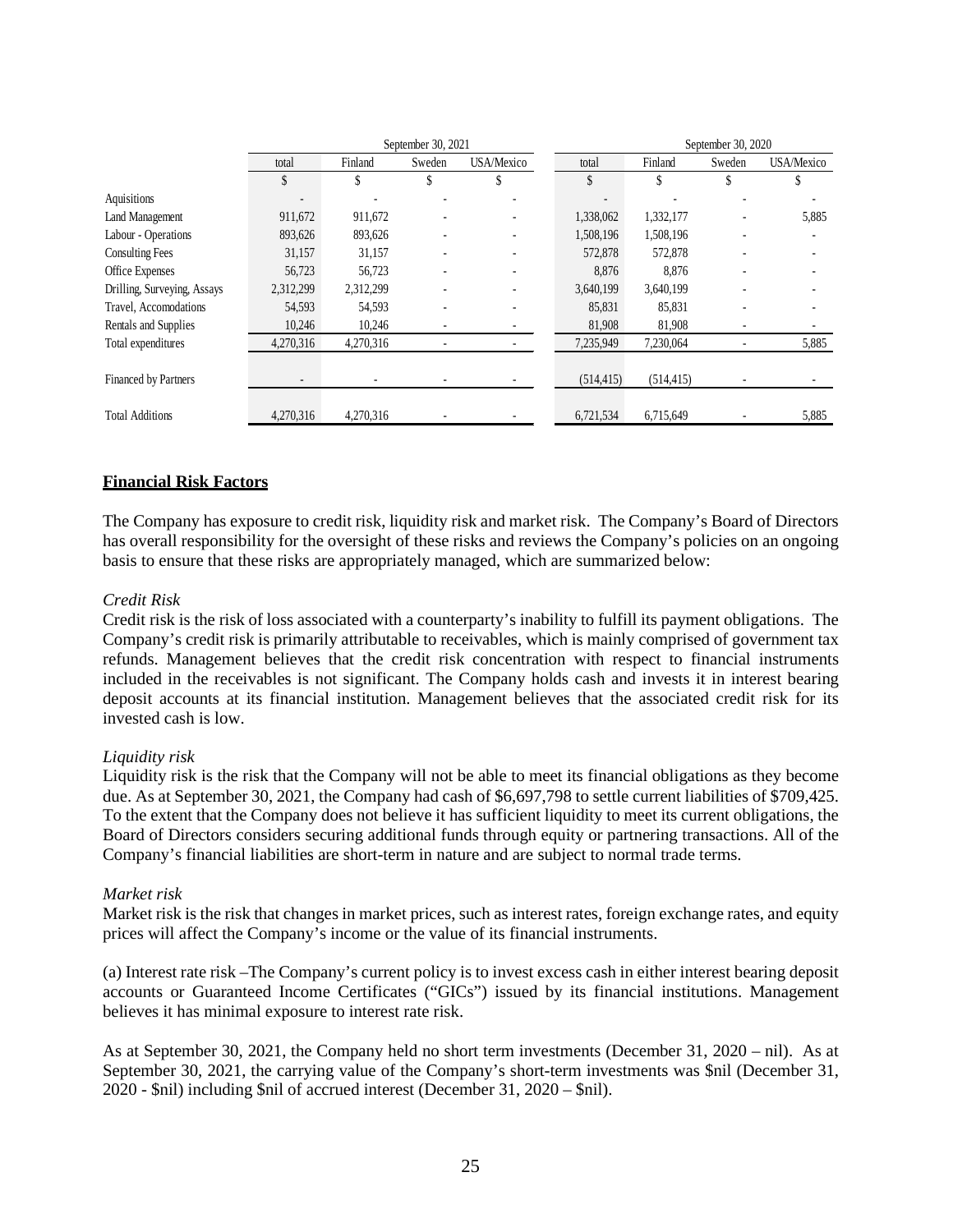| | September 30, 2021 | | | | September 30, 2020 | | | |
|---|---|---|---|---|---|---|---|---|
| | total | Finland | Sweden | USA/Mexico | total | Finland | Sweden | USA/Mexico |
| | $ | $ | $ | $ | $ | $ | $ | $ |
| Aquisitions | - | - | - | - | - | - | - | - |
| Land Management | 911,672 | 911,672 | - | - | 1,338,062 | 1,332,177 | - | 5,885 |
| Labour - Operations | 893,626 | 893,626 | - | - | 1,508,196 | 1,508,196 | - | - |
| Consulting Fees | 31,157 | 31,157 | - | - | 572,878 | 572,878 | - | - |
| Office Expenses | 56,723 | 56,723 | - | - | 8,876 | 8,876 | - | - |
| Drilling, Surveying, Assays | 2,312,299 | 2,312,299 | - | - | 3,640,199 | 3,640,199 | - | - |
| Travel, Accomodations | 54,593 | 54,593 | - | - | 85,831 | 85,831 | - | - |
| Rentals and Supplies | 10,246 | 10,246 | - | - | 81,908 | 81,908 | - | - |
| Total expenditures | 4,270,316 | 4,270,316 | - | - | 7,235,949 | 7,230,064 | - | 5,885 |
| Financed by Partners | - | - | - | - | (514,415) | (514,415) | - | - |
| Total Additions | 4,270,316 | 4,270,316 | - | - | 6,721,534 | 6,715,649 | - | 5,885 |

## Financial Risk Factors

The Company has exposure to credit risk, liquidity risk and market risk. The Company's Board of Directors has overall responsibility for the oversight of these risks and reviews the Company's policies on an ongoing basis to ensure that these risks are appropriately managed, which are summarized below:

*Credit Risk*

Credit risk is the risk of loss associated with a counterparty's inability to fulfill its payment obligations. The Company's credit risk is primarily attributable to receivables, which is mainly comprised of government tax refunds. Management believes that the credit risk concentration with respect to financial instruments included in the receivables is not significant. The Company holds cash and invests it in interest bearing deposit accounts at its financial institution. Management believes that the associated credit risk for its invested cash is low.

*Liquidity risk*

Liquidity risk is the risk that the Company will not be able to meet its financial obligations as they become due. As at September 30, 2021, the Company had cash of $6,697,798 to settle current liabilities of $709,425. To the extent that the Company does not believe it has sufficient liquidity to meet its current obligations, the Board of Directors considers securing additional funds through equity or partnering transactions. All of the Company's financial liabilities are short-term in nature and are subject to normal trade terms.

*Market risk*

Market risk is the risk that changes in market prices, such as interest rates, foreign exchange rates, and equity prices will affect the Company's income or the value of its financial instruments.

(a) Interest rate risk –The Company's current policy is to invest excess cash in either interest bearing deposit accounts or Guaranteed Income Certificates ("GICs") issued by its financial institutions. Management believes it has minimal exposure to interest rate risk.

As at September 30, 2021, the Company held no short term investments (December 31, 2020 – nil). As at September 30, 2021, the carrying value of the Company's short-term investments was $nil (December 31, 2020 - $nil) including $nil of accrued interest (December 31, 2020 – $nil).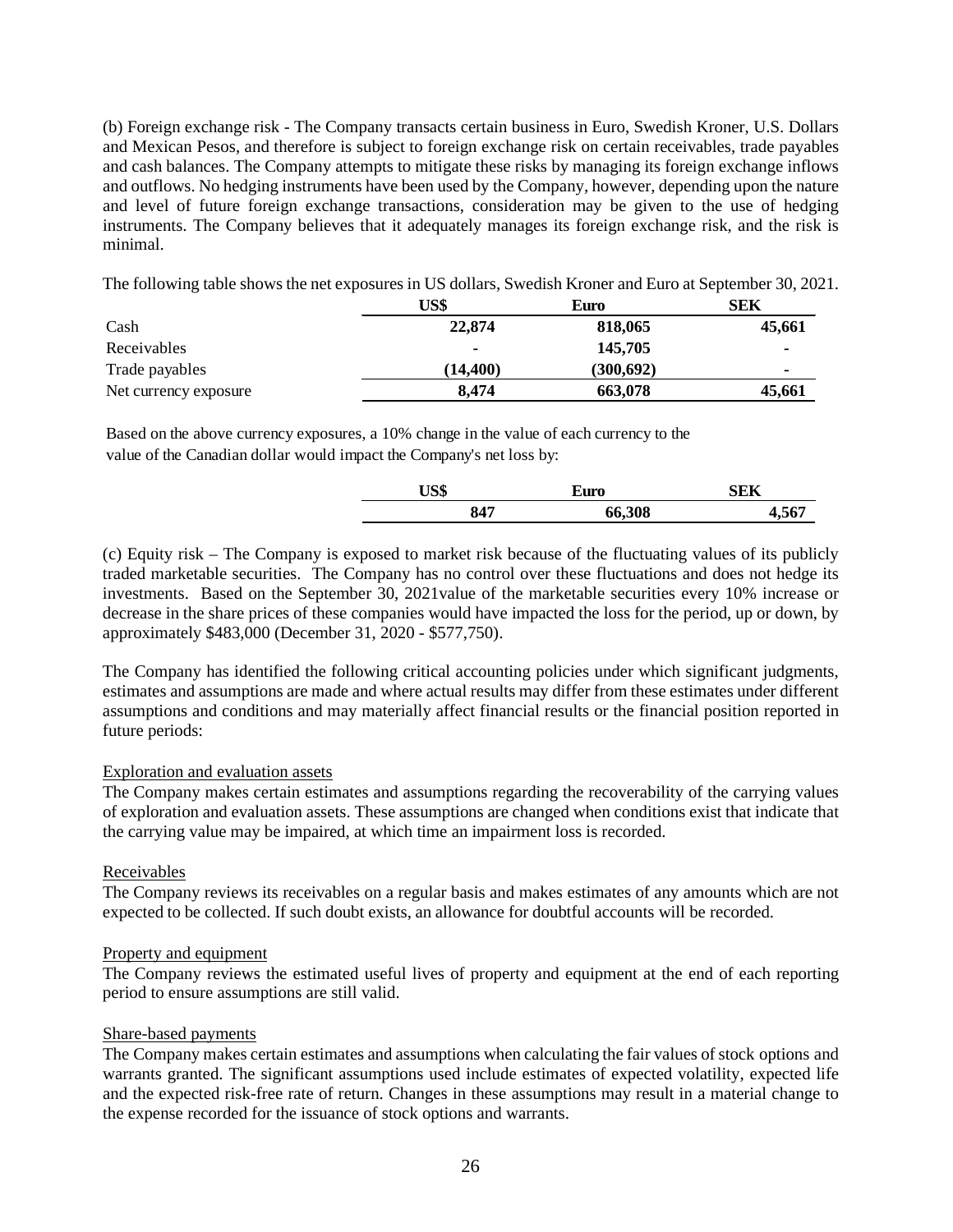(b) Foreign exchange risk - The Company transacts certain business in Euro, Swedish Kroner, U.S. Dollars and Mexican Pesos, and therefore is subject to foreign exchange risk on certain receivables, trade payables and cash balances. The Company attempts to mitigate these risks by managing its foreign exchange inflows and outflows. No hedging instruments have been used by the Company, however, depending upon the nature and level of future foreign exchange transactions, consideration may be given to the use of hedging instruments. The Company believes that it adequately manages its foreign exchange risk, and the risk is minimal.

The following table shows the net exposures in US dollars, Swedish Kroner and Euro at September 30, 2021.

| | **US$** | **Euro** | **SEK** |
|---|---|---|---|
| Cash | **22,874** | **818,065** | **45,661** |
| Receivables | **-** | **145,705** | **-** |
| Trade payables | **(14,400)** | **(300,692)** | **-** |
| Net currency exposure | **8,474** | **663,078** | **45,661** |

Based on the above currency exposures, a 10% change in the value of each currency to the value of the Canadian dollar would impact the Company's net loss by:

| **US$** | **Euro** | **SEK** |
|---|---|---|
| **847** | **66,308** | **4,567** |

(c) Equity risk – The Company is exposed to market risk because of the fluctuating values of its publicly traded marketable securities. The Company has no control over these fluctuations and does not hedge its investments. Based on the September 30, 2021value of the marketable securities every 10% increase or decrease in the share prices of these companies would have impacted the loss for the period, up or down, by approximately $483,000 (December 31, 2020 - $577,750).

The Company has identified the following critical accounting policies under which significant judgments, estimates and assumptions are made and where actual results may differ from these estimates under different assumptions and conditions and may materially affect financial results or the financial position reported in future periods:

Exploration and evaluation assets

The Company makes certain estimates and assumptions regarding the recoverability of the carrying values of exploration and evaluation assets. These assumptions are changed when conditions exist that indicate that the carrying value may be impaired, at which time an impairment loss is recorded.

Receivables

The Company reviews its receivables on a regular basis and makes estimates of any amounts which are not expected to be collected. If such doubt exists, an allowance for doubtful accounts will be recorded.

Property and equipment

The Company reviews the estimated useful lives of property and equipment at the end of each reporting period to ensure assumptions are still valid.

Share-based payments

The Company makes certain estimates and assumptions when calculating the fair values of stock options and warrants granted. The significant assumptions used include estimates of expected volatility, expected life and the expected risk-free rate of return. Changes in these assumptions may result in a material change to the expense recorded for the issuance of stock options and warrants.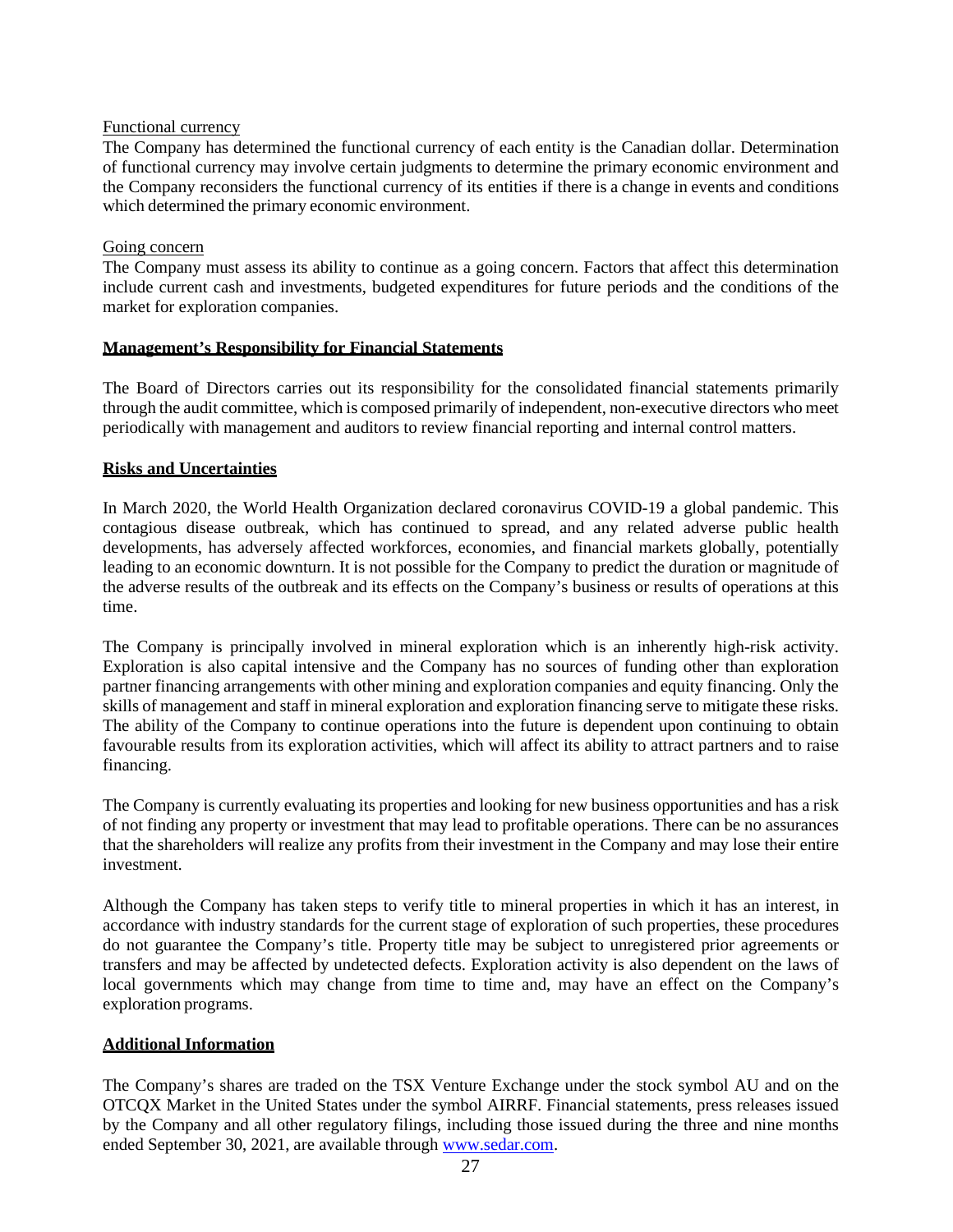Functional currency

The Company has determined the functional currency of each entity is the Canadian dollar. Determination of functional currency may involve certain judgments to determine the primary economic environment and the Company reconsiders the functional currency of its entities if there is a change in events and conditions which determined the primary economic environment.

Going concern

The Company must assess its ability to continue as a going concern. Factors that affect this determination include current cash and investments, budgeted expenditures for future periods and the conditions of the market for exploration companies.

## Management's Responsibility for Financial Statements

The Board of Directors carries out its responsibility for the consolidated financial statements primarily through the audit committee, which is composed primarily of independent, non-executive directors who meet periodically with management and auditors to review financial reporting and internal control matters.

## Risks and Uncertainties

In March 2020, the World Health Organization declared coronavirus COVID-19 a global pandemic. This contagious disease outbreak, which has continued to spread, and any related adverse public health developments, has adversely affected workforces, economies, and financial markets globally, potentially leading to an economic downturn. It is not possible for the Company to predict the duration or magnitude of the adverse results of the outbreak and its effects on the Company's business or results of operations at this time.

The Company is principally involved in mineral exploration which is an inherently high-risk activity. Exploration is also capital intensive and the Company has no sources of funding other than exploration partner financing arrangements with other mining and exploration companies and equity financing. Only the skills of management and staff in mineral exploration and exploration financing serve to mitigate these risks. The ability of the Company to continue operations into the future is dependent upon continuing to obtain favourable results from its exploration activities, which will affect its ability to attract partners and to raise financing.

The Company is currently evaluating its properties and looking for new business opportunities and has a risk of not finding any property or investment that may lead to profitable operations. There can be no assurances that the shareholders will realize any profits from their investment in the Company and may lose their entire investment.

Although the Company has taken steps to verify title to mineral properties in which it has an interest, in accordance with industry standards for the current stage of exploration of such properties, these procedures do not guarantee the Company's title. Property title may be subject to unregistered prior agreements or transfers and may be affected by undetected defects. Exploration activity is also dependent on the laws of local governments which may change from time to time and, may have an effect on the Company's exploration programs.

## Additional Information

The Company's shares are traded on the TSX Venture Exchange under the stock symbol AU and on the OTCQX Market in the United States under the symbol AIRRF. Financial statements, press releases issued by the Company and all other regulatory filings, including those issued during the three and nine months ended September 30, 2021, are available through www.sedar.com.